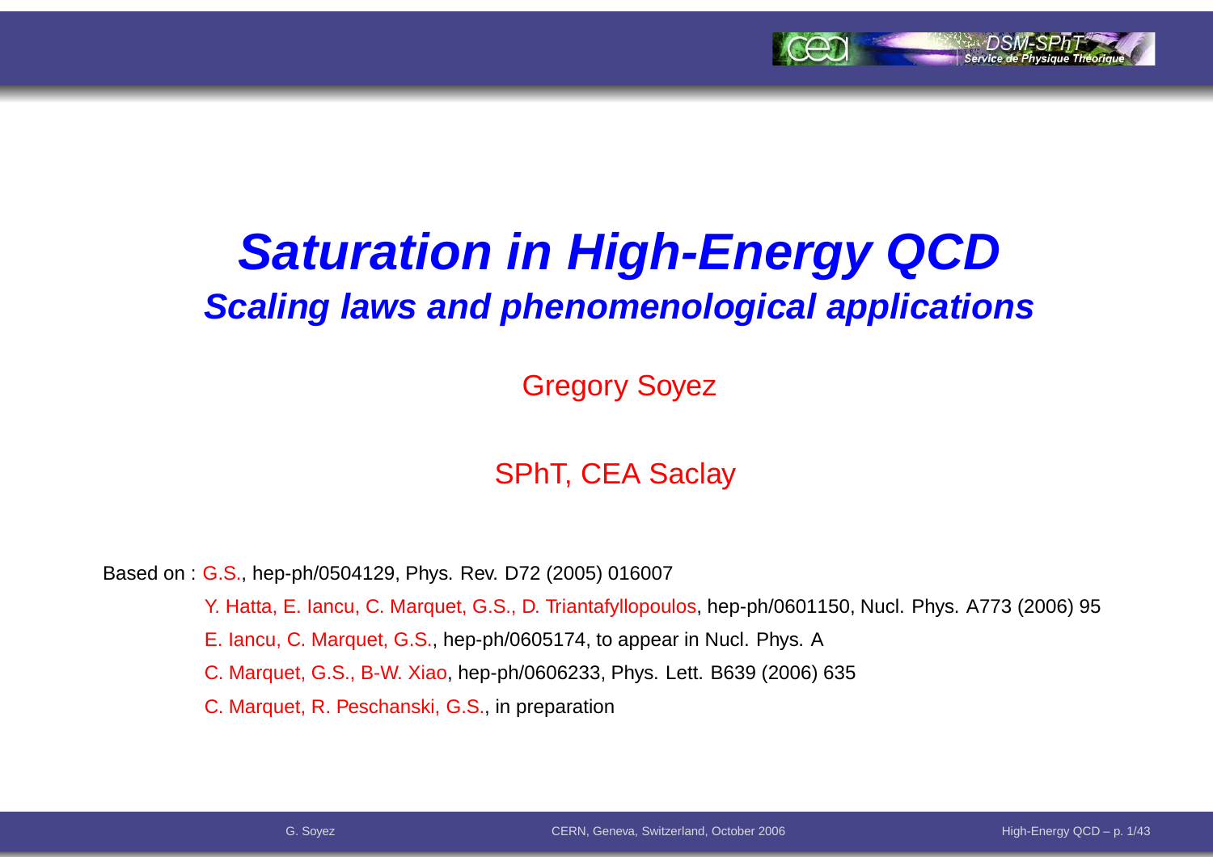# *Saturation in High-Energy QCD*

## *Scaling laws and phenomenological applications*

Gregory Soyez

SPhT, CEA Saclay

Based on : G.S., hep-ph/0504129, Phys. Rev. D72 (2005) 016007

Y. Hatta, E. Iancu, C. Marquet, G.S., D. Triantafyllopoulos, hep-ph/0601150, Nucl. Phys. A773 (2006) 95

E. Iancu, C. Marquet, G.S., hep-ph/0605174, to appear in Nucl. Phys. A

C. Marquet, G.S., B-W. Xiao, hep-ph/0606233, Phys. Lett. B639 (2006) 635

C. Marquet, R. Peschanski, G.S., in preparation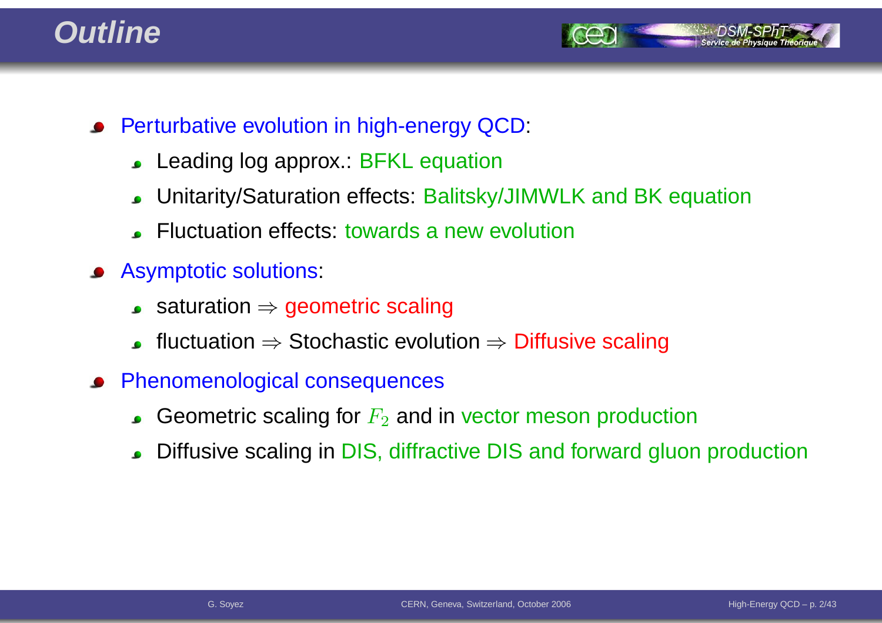# Outline

- Perturbative evolution in high-energy QCD:
  - Leading log approx.: BFKL equation
  - Unitarity/Saturation effects: Balitsky/JIMWLK and BK equation
  - Fluctuation effects: towards a new evolution
- Asymptotic solutions:
  - saturation $\Rightarrow$ geometric scaling
  - fluctuation $\Rightarrow$ Stochastic evolution $\Rightarrow$ Diffusive scaling
- Phenomenological consequences
  - Geometric scaling for $F_2$ and in vector meson production
  - Diffusive scaling in DIS, diffractive DIS and forward gluon production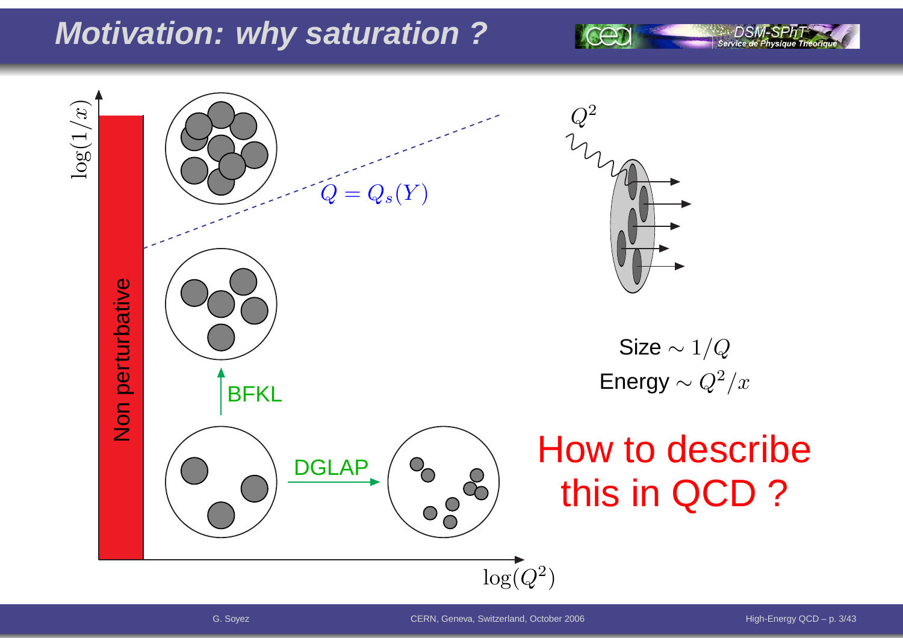# Motivation: why saturation ?

$\log(1/x)$

Non perturbative

$Q = Q_s(Y)$

BFKL

DGLAP

$\log(Q^2)$

$Q^2$

Size $\sim 1/Q$

Energy $\sim Q^2/x$

How to describe this in QCD ?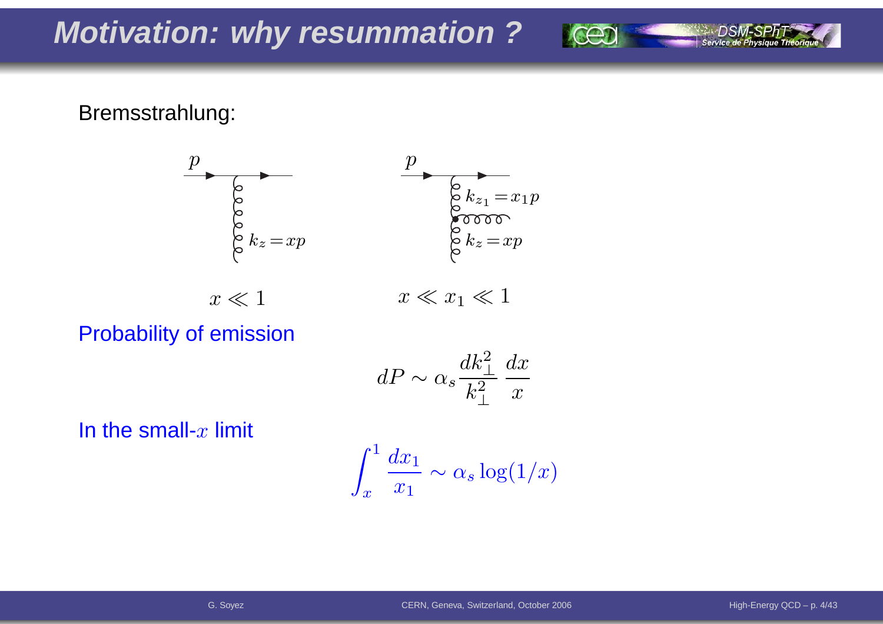# Motivation: why resummation ?

Bremsstrahlung:

$p$ — $k_z = xp$ $\qquad\qquad$ $p$ — $k_{z_1} = x_1 p$, $k_z = xp$

$x \ll 1$ $\qquad\qquad$ $x \ll x_1 \ll 1$

Probability of emission

$$dP \sim \alpha_s \frac{dk_\perp^2}{k_\perp^2} \frac{dx}{x}$$

In the small-$x$ limit

$$\int_x^1 \frac{dx_1}{x_1} \sim \alpha_s \log(1/x)$$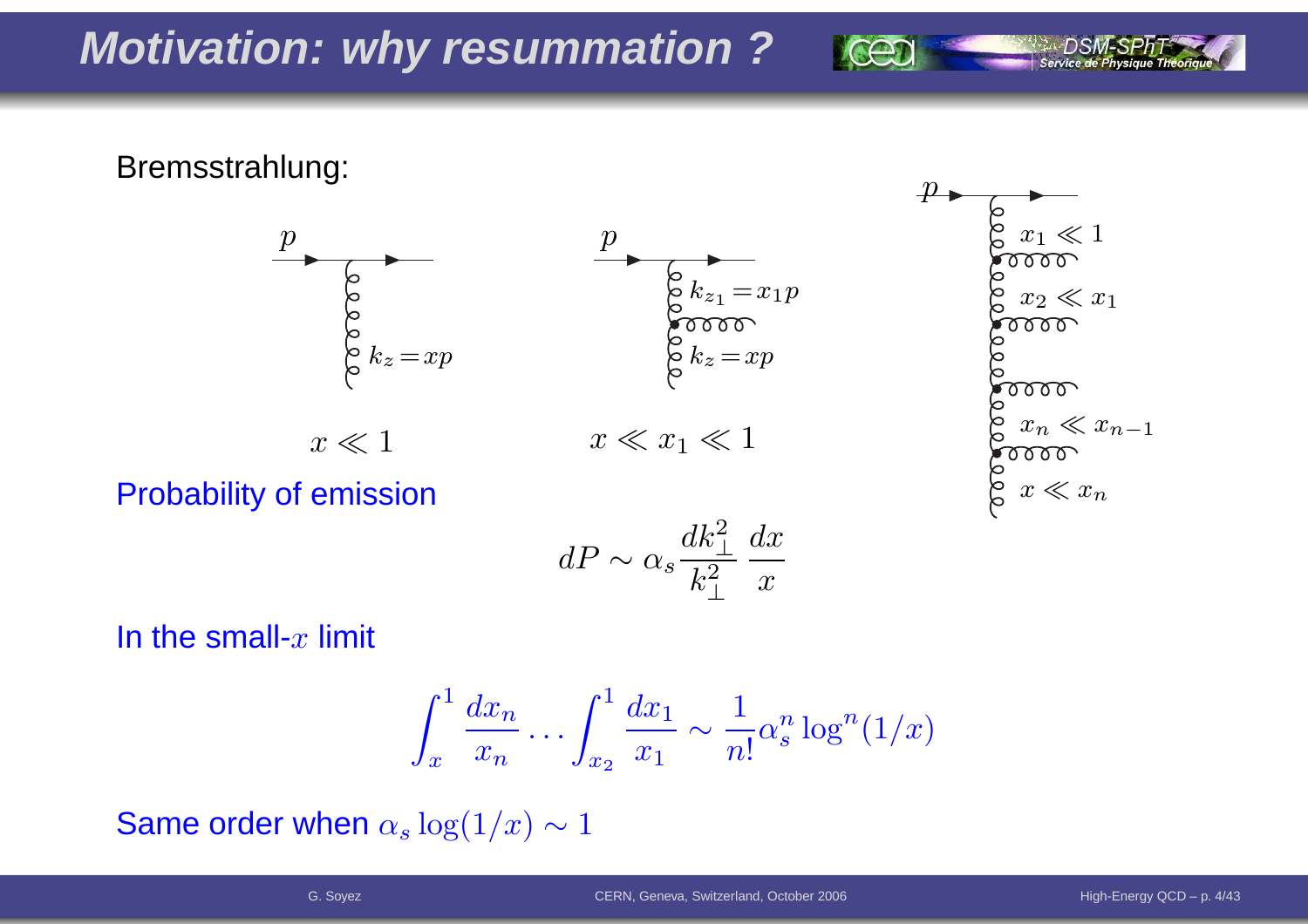# Motivation: why resummation ?

Bremsstrahlung:

$p$, $k_z = xp$

$x \ll 1$

$p$, $k_{z_1} = x_1 p$, $k_z = xp$

$x \ll x_1 \ll 1$

$p$, $x_1 \ll 1$, $x_2 \ll x_1$, $x_n \ll x_{n-1}$, $x \ll x_n$

Probability of emission

$$dP \sim \alpha_s \frac{dk_\perp^2}{k_\perp^2} \frac{dx}{x}$$

In the small-$x$ limit

$$\int_x^1 \frac{dx_n}{x_n} \dots \int_{x_2}^1 \frac{dx_1}{x_1} \sim \frac{1}{n!} \alpha_s^n \log^n(1/x)$$

Same order when $\alpha_s \log(1/x) \sim 1$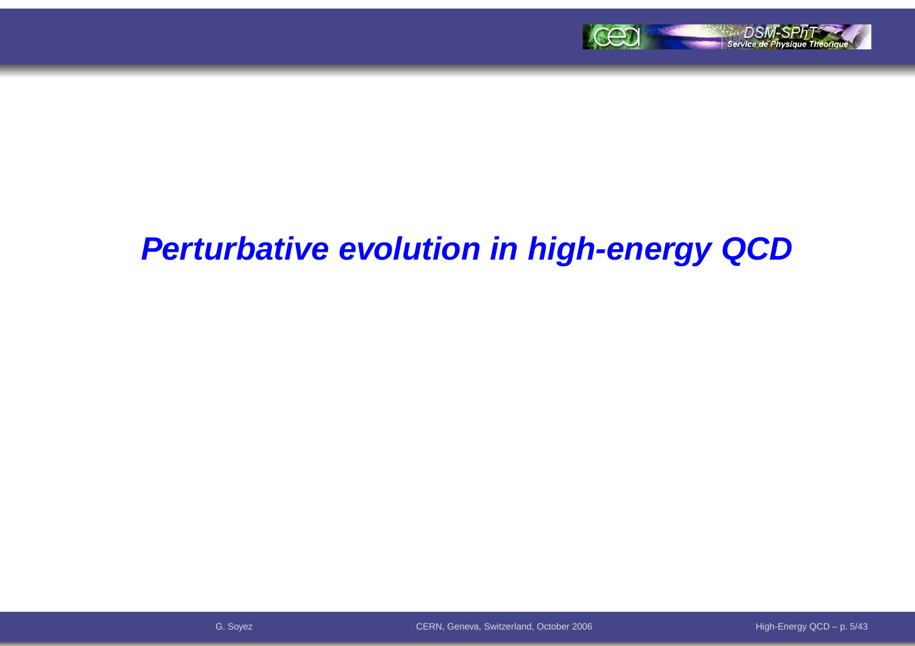# *Perturbative evolution in high-energy QCD*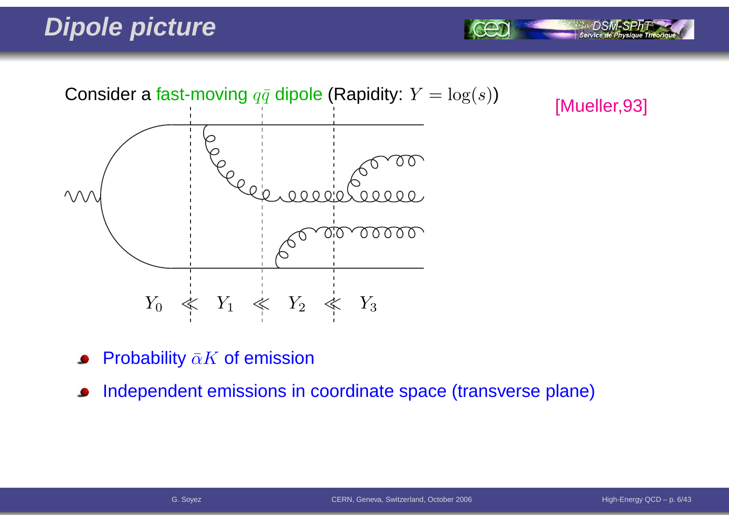# Dipole picture

Consider a fast-moving $q\bar{q}$ dipole (Rapidity: $Y = \log(s)$)

[Mueller,93]

$Y_0 \lll Y_1 \lll Y_2 \lll Y_3$

- Probability $\bar{\alpha}K$ of emission
- Independent emissions in coordinate space (transverse plane)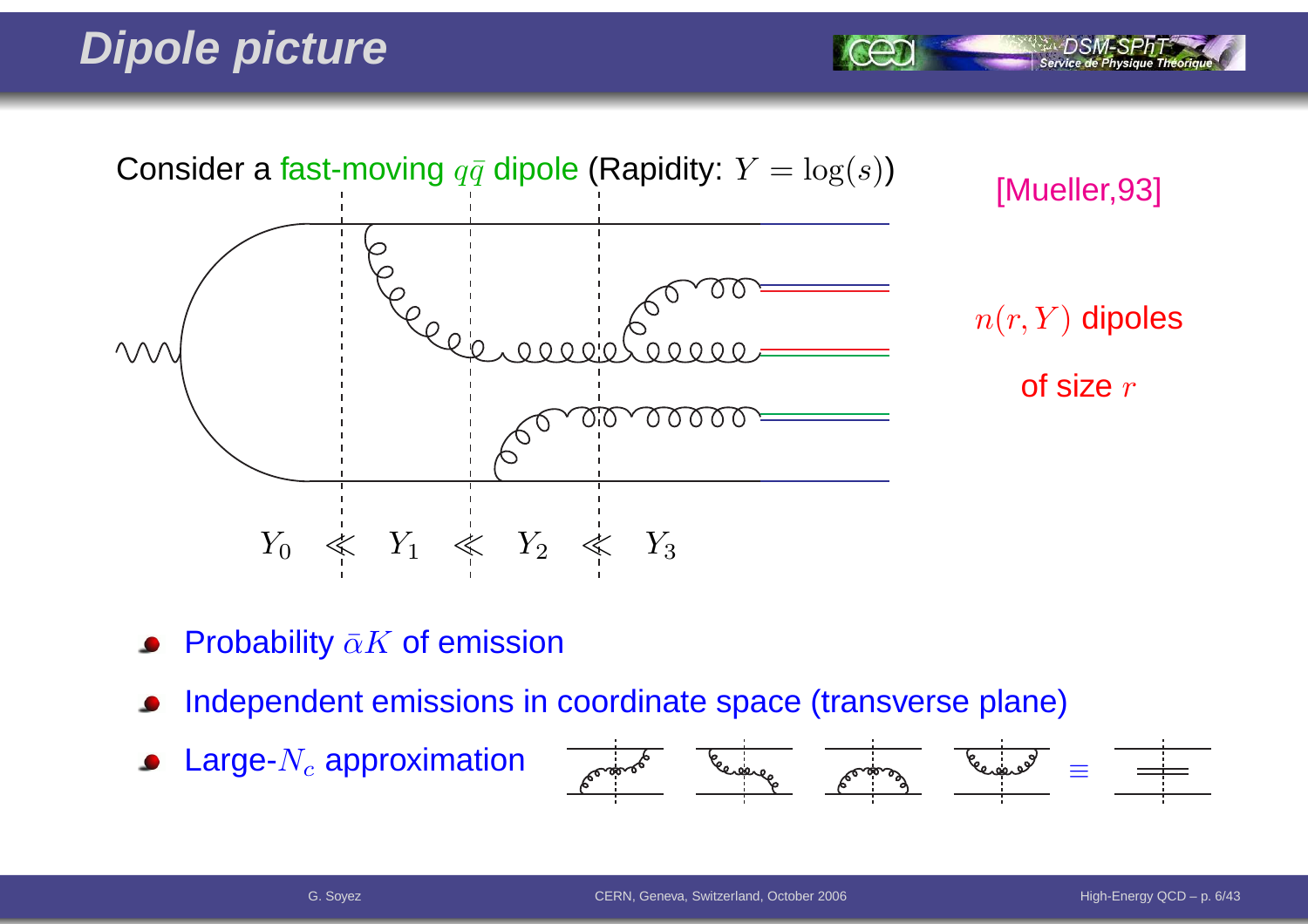# Dipole picture

Consider a fast-moving $q\bar{q}$ dipole (Rapidity: $Y = \log(s)$)

[Mueller,93]

$n(r, Y)$ dipoles of size $r$

$Y_0 \lll Y_1 \lll Y_2 \lll Y_3$

- Probability $\bar{\alpha}K$ of emission
- Independent emissions in coordinate space (transverse plane)
- Large-$N_c$ approximation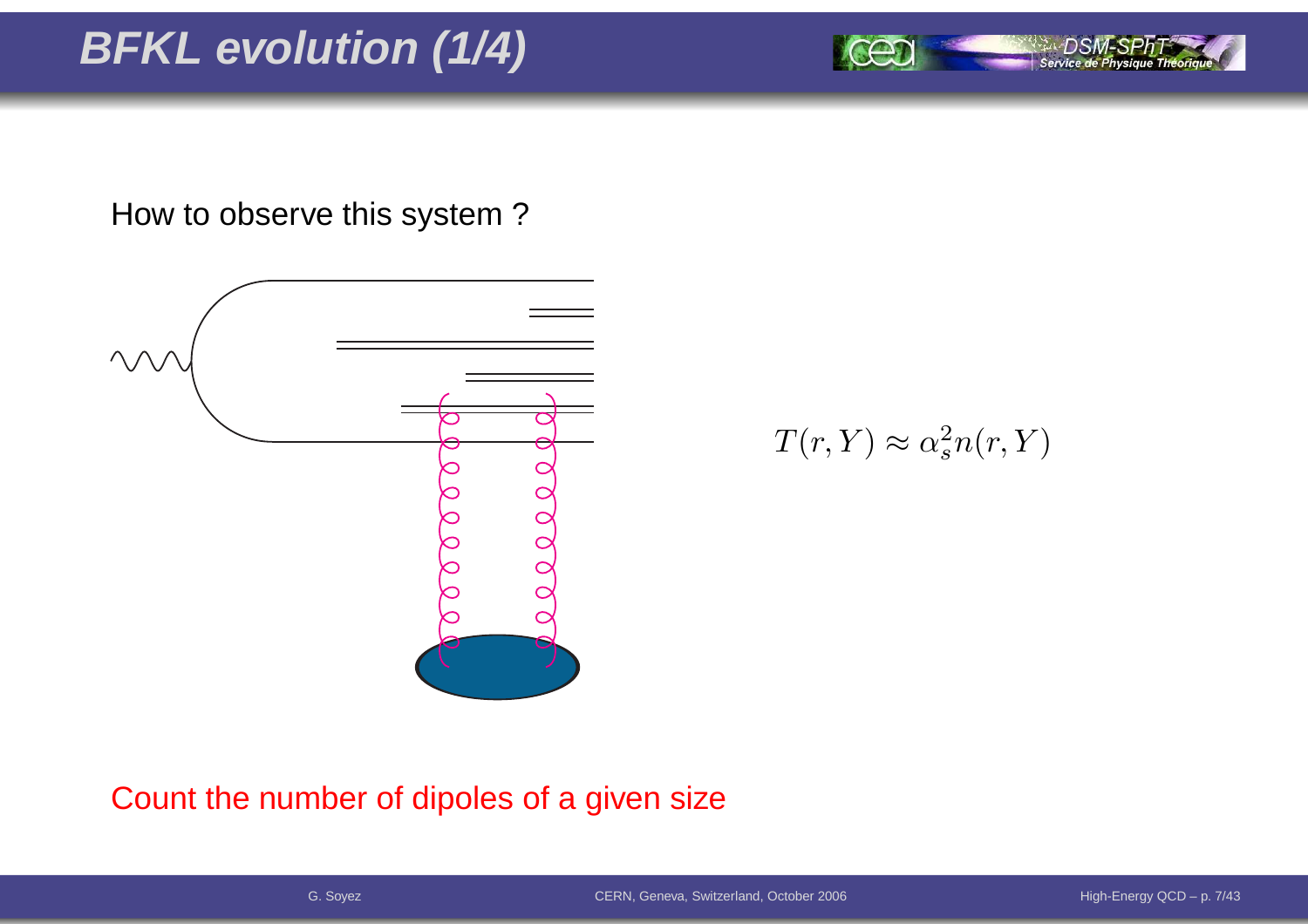# BFKL evolution (1/4)

How to observe this system ?

$$T(r, Y) \approx \alpha_s^2 n(r, Y)$$

Count the number of dipoles of a given size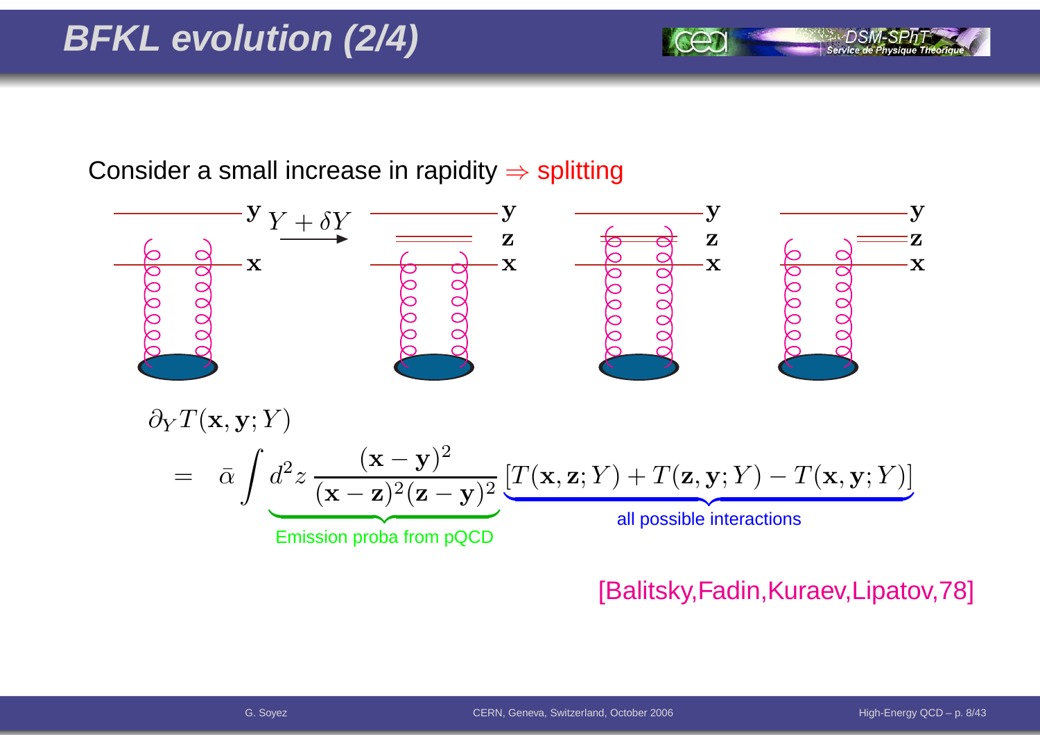# BFKL evolution (2/4)

Consider a small increase in rapidity $\Rightarrow$ splitting

$\mathbf{y}$ $\quad Y + \delta Y \quad$ $\mathbf{y}$ $\quad$ $\mathbf{y}$ $\quad$ $\mathbf{y}$

$\mathbf{x}$ $\quad$ $\mathbf{z}$, $\mathbf{x}$ $\quad$ $\mathbf{z}$, $\mathbf{x}$ $\quad$ $\mathbf{z}$, $\mathbf{x}$

$$\partial_Y T(\mathbf{x},\mathbf{y};Y) = \bar{\alpha} \int \underbrace{d^2 z \, \frac{(\mathbf{x}-\mathbf{y})^2}{(\mathbf{x}-\mathbf{z})^2(\mathbf{z}-\mathbf{y})^2}}_{\text{Emission proba from pQCD}} \underbrace{\left[T(\mathbf{x},\mathbf{z};Y) + T(\mathbf{z},\mathbf{y};Y) - T(\mathbf{x},\mathbf{y};Y)\right]}_{\text{all possible interactions}}$$

[Balitsky,Fadin,Kuraev,Lipatov,78]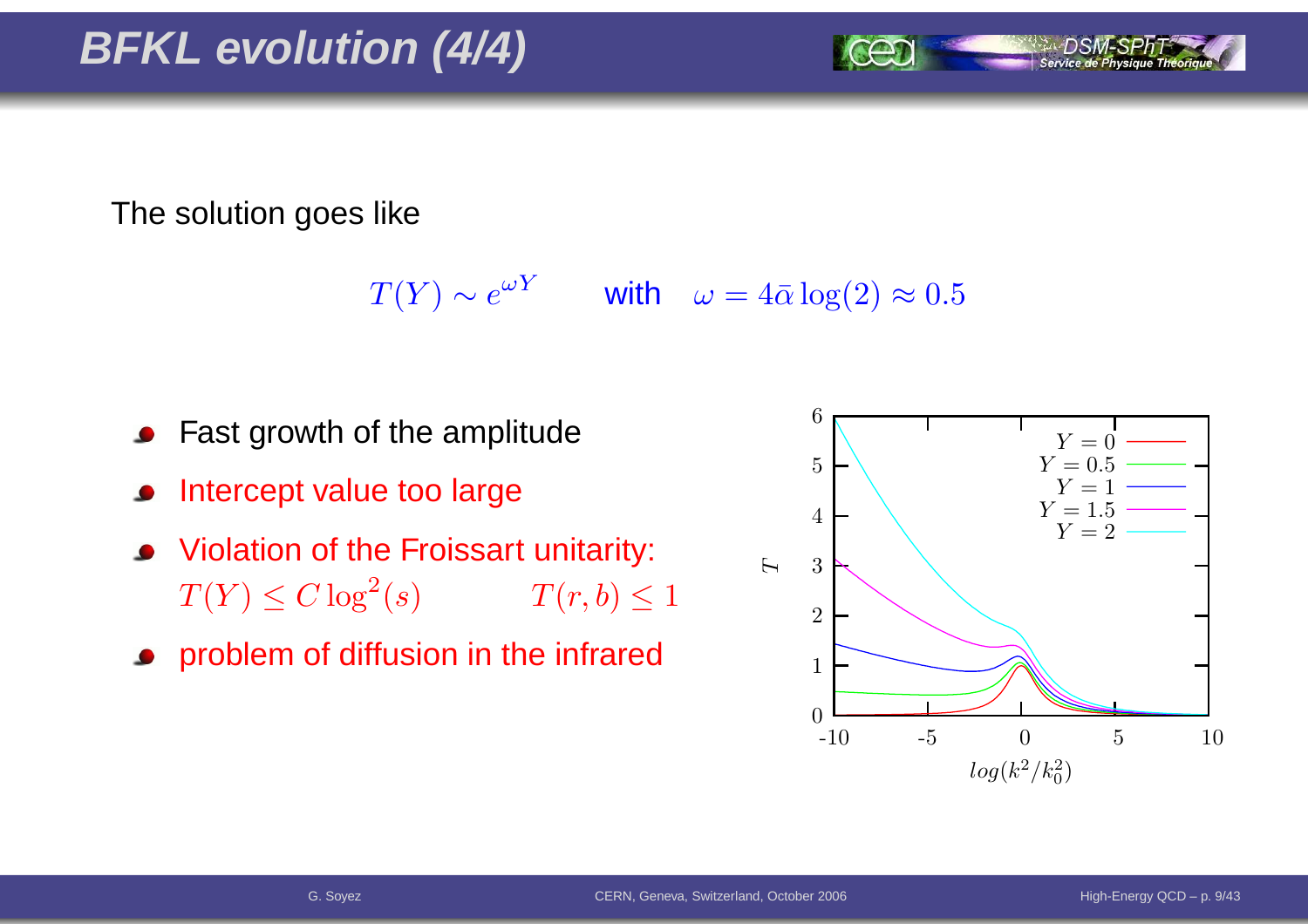# BFKL evolution (4/4)

The solution goes like

$$T(Y) \sim e^{\omega Y} \qquad \text{with} \quad \omega = 4\bar{\alpha}\log(2) \approx 0.5$$

- Fast growth of the amplitude
- Intercept value too large
- Violation of the Froissart unitarity:
  $T(Y) \le C \log^2(s)$ $\qquad T(r, b) \le 1$
- problem of diffusion in the infrared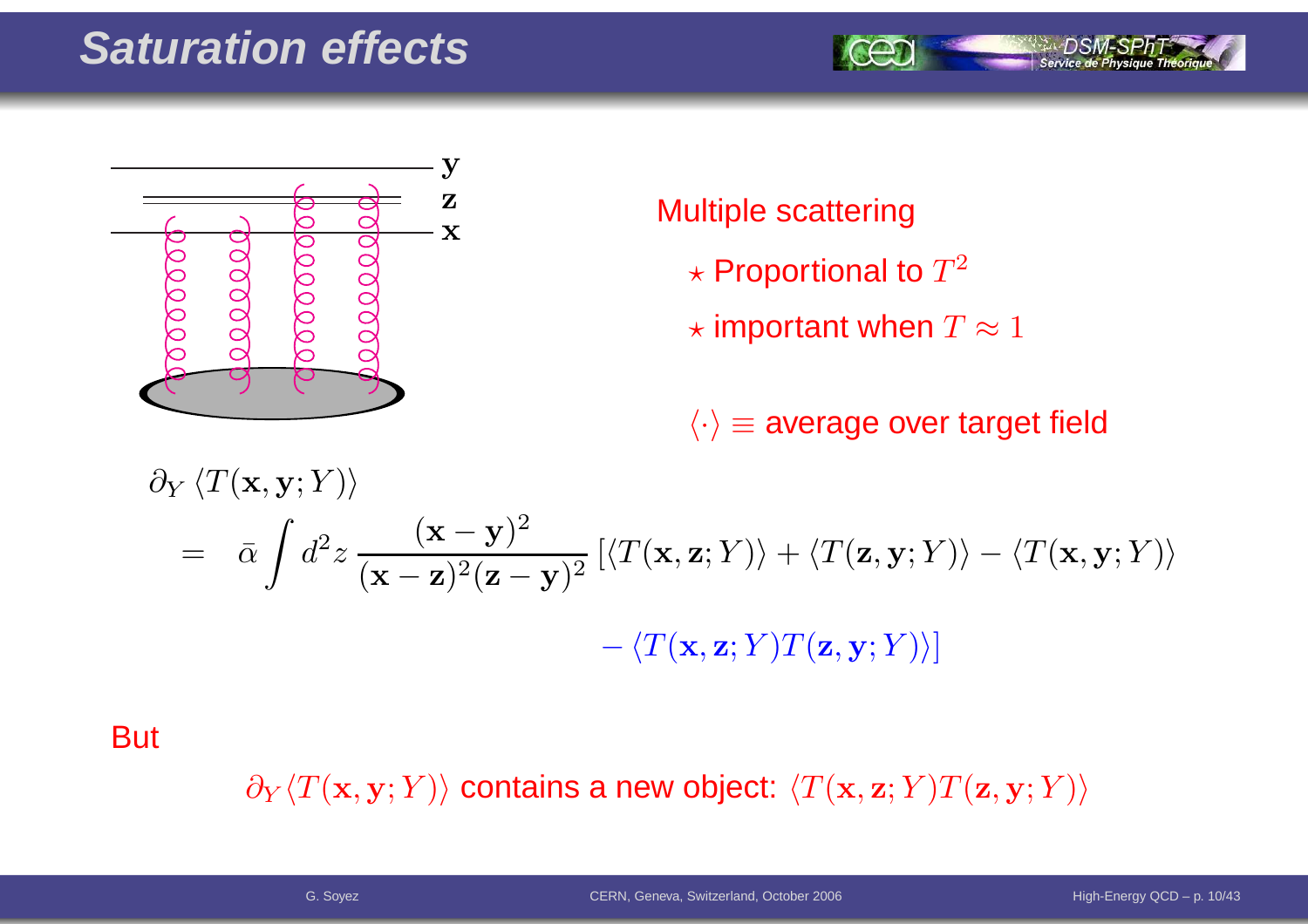# Saturation effects

Multiple scattering

- ⋆ Proportional to $T^2$
- ⋆ important when $T \approx 1$

$\langle\cdot\rangle \equiv$ average over target field

$$
\begin{aligned}
&\partial_Y \langle T(\mathbf{x},\mathbf{y};Y)\rangle \\
&= \bar{\alpha} \int d^2z \, \frac{(\mathbf{x}-\mathbf{y})^2}{(\mathbf{x}-\mathbf{z})^2(\mathbf{z}-\mathbf{y})^2} \left[\langle T(\mathbf{x},\mathbf{z};Y)\rangle + \langle T(\mathbf{z},\mathbf{y};Y)\rangle - \langle T(\mathbf{x},\mathbf{y};Y)\rangle \right. \\
&\qquad \left. - \langle T(\mathbf{x},\mathbf{z};Y) T(\mathbf{z},\mathbf{y};Y)\rangle \right]
\end{aligned}
$$

But

$\partial_Y \langle T(\mathbf{x},\mathbf{y};Y)\rangle$ contains a new object: $\langle T(\mathbf{x},\mathbf{z};Y) T(\mathbf{z},\mathbf{y};Y)\rangle$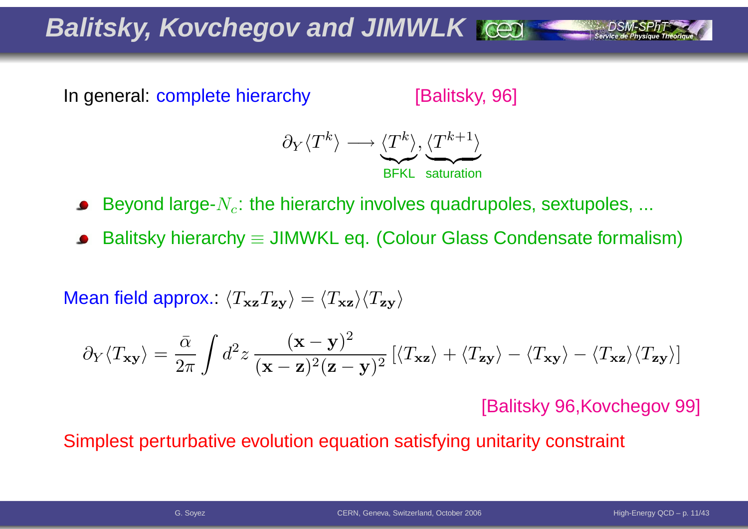# Balitsky, Kovchegov and JIMWLK

In general: complete hierarchy [Balitsky, 96]

$$\partial_Y \langle T^k \rangle \longrightarrow \underbrace{\langle T^k \rangle}_{\text{BFKL}}, \underbrace{\langle T^{k+1} \rangle}_{\text{saturation}}$$

- Beyond large-$N_c$: the hierarchy involves quadrupoles, sextupoles, ...
- Balitsky hierarchy $\equiv$ JIMWKL eq. (Colour Glass Condensate formalism)

Mean field approx.: $\langle T_{\mathbf{xz}} T_{\mathbf{zy}} \rangle = \langle T_{\mathbf{xz}} \rangle \langle T_{\mathbf{zy}} \rangle$

$$\partial_Y \langle T_{\mathbf{xy}} \rangle = \frac{\bar{\alpha}}{2\pi} \int d^2z \, \frac{(\mathbf{x}-\mathbf{y})^2}{(\mathbf{x}-\mathbf{z})^2 (\mathbf{z}-\mathbf{y})^2} \left[ \langle T_{\mathbf{xz}} \rangle + \langle T_{\mathbf{zy}} \rangle - \langle T_{\mathbf{xy}} \rangle - \langle T_{\mathbf{xz}} \rangle \langle T_{\mathbf{zy}} \rangle \right]$$

[Balitsky 96,Kovchegov 99]

Simplest perturbative evolution equation satisfying unitarity constraint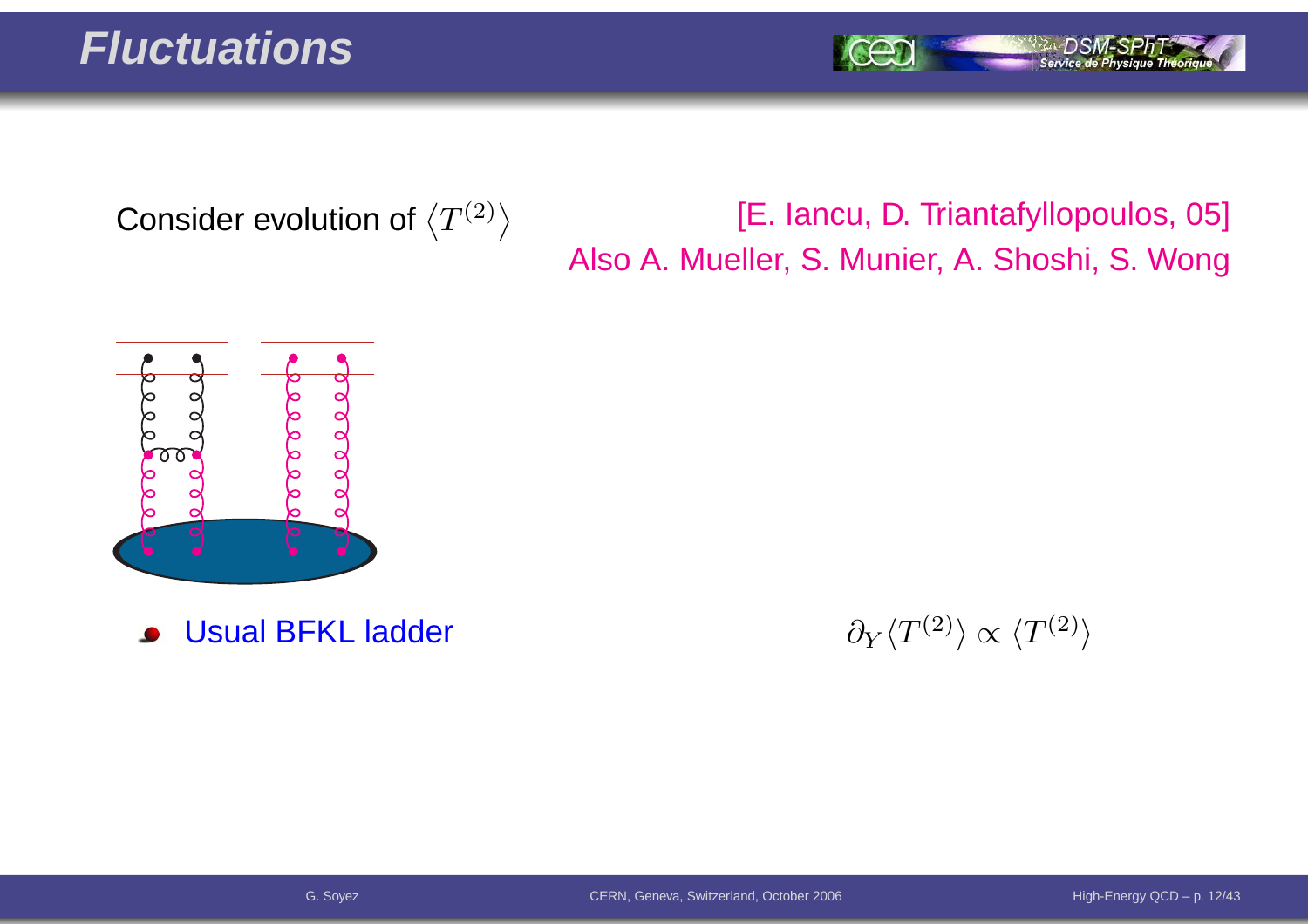# Fluctuations

Consider evolution of $\langle T^{(2)} \rangle$

[E. Iancu, D. Triantafyllopoulos, 05]
Also A. Mueller, S. Munier, A. Shoshi, S. Wong

- Usual BFKL ladder

$$\partial_Y \langle T^{(2)} \rangle \propto \langle T^{(2)} \rangle$$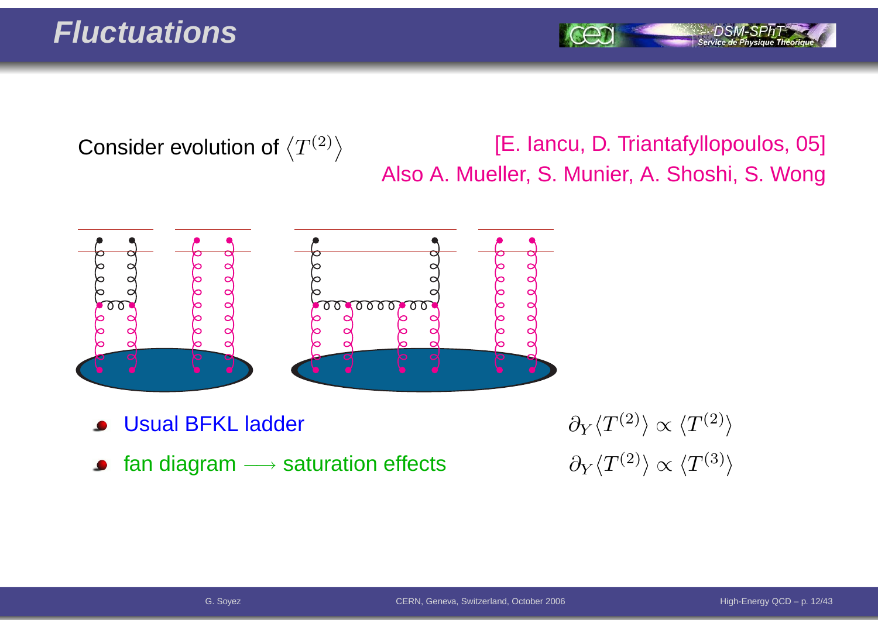# Fluctuations

Consider evolution of $\langle T^{(2)} \rangle$

[E. Iancu, D. Triantafyllopoulos, 05]
Also A. Mueller, S. Munier, A. Shoshi, S. Wong

- Usual BFKL ladder $\qquad \partial_Y \langle T^{(2)} \rangle \propto \langle T^{(2)} \rangle$
- fan diagram $\longrightarrow$ saturation effects $\qquad \partial_Y \langle T^{(2)} \rangle \propto \langle T^{(3)} \rangle$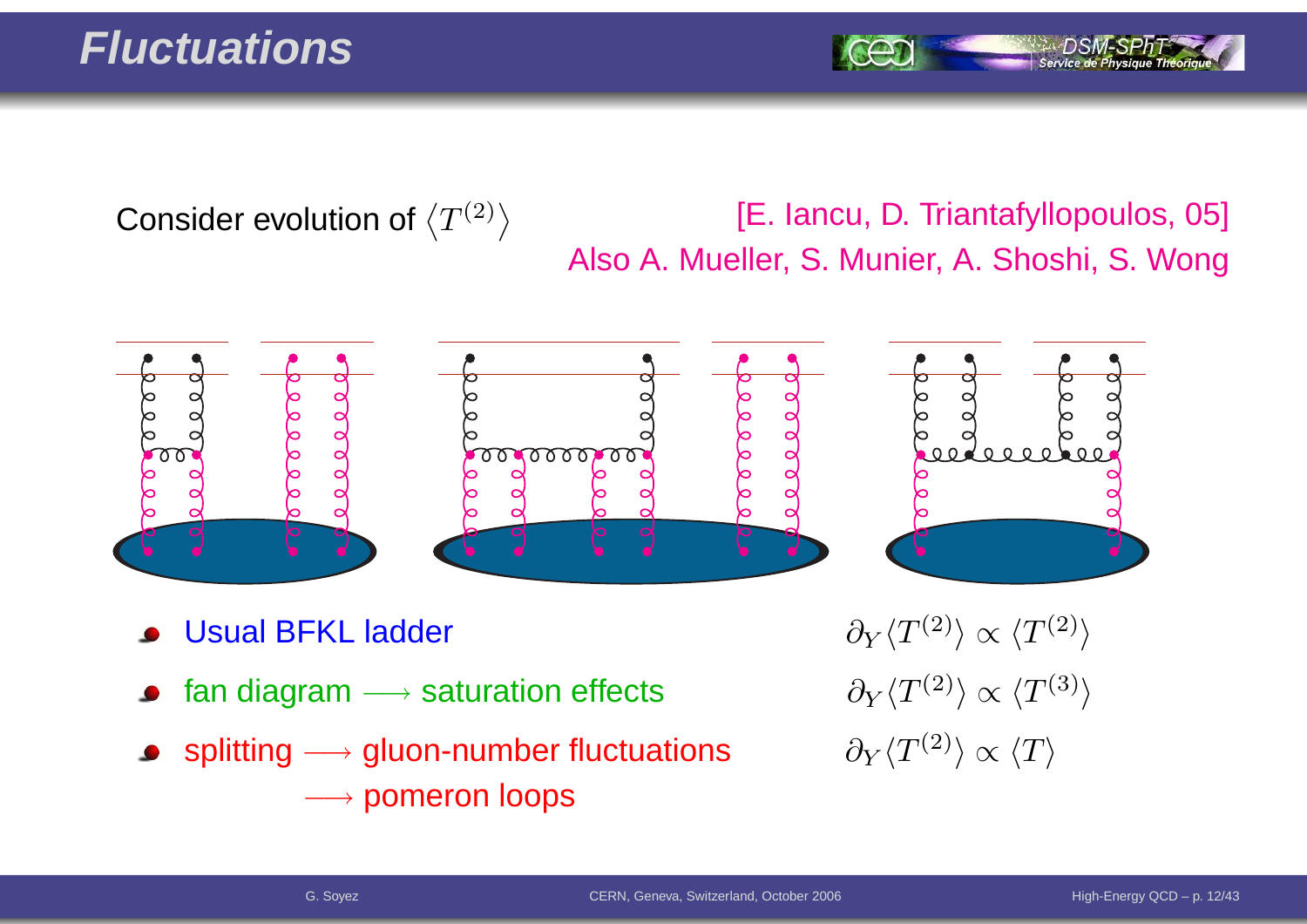# Fluctuations

Consider evolution of $\langle T^{(2)} \rangle$

[E. Iancu, D. Triantafyllopoulos, 05]
Also A. Mueller, S. Munier, A. Shoshi, S. Wong

- Usual BFKL ladder $\qquad \partial_Y \langle T^{(2)} \rangle \propto \langle T^{(2)} \rangle$
- fan diagram $\longrightarrow$ saturation effects $\qquad \partial_Y \langle T^{(2)} \rangle \propto \langle T^{(3)} \rangle$
- splitting $\longrightarrow$ gluon-number fluctuations $\qquad \partial_Y \langle T^{(2)} \rangle \propto \langle T \rangle$
  $\longrightarrow$ pomeron loops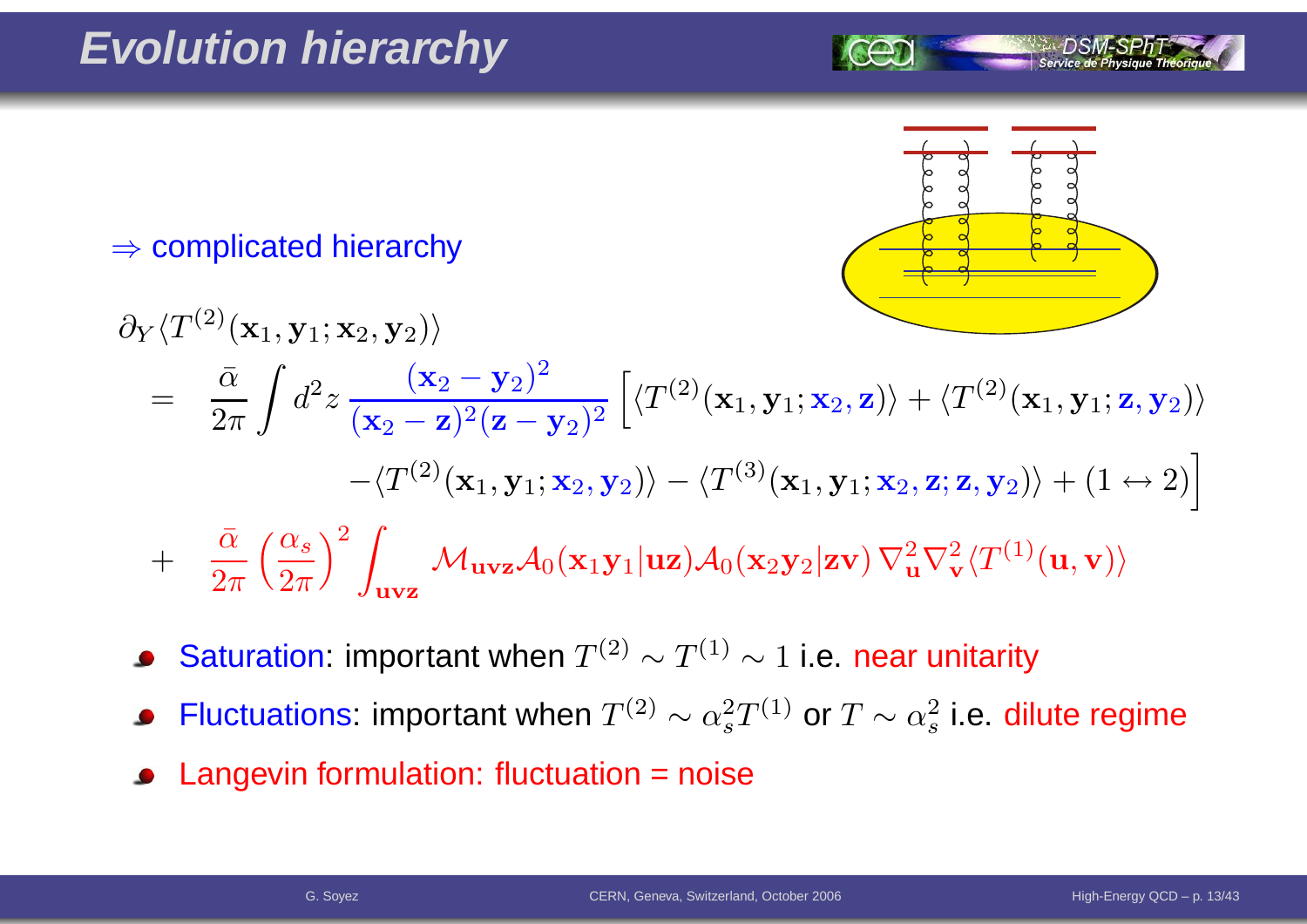# Evolution hierarchy

$\Rightarrow$ complicated hierarchy

$$
\begin{aligned}
\partial_Y \langle T^{(2)}(\mathbf{x}_1,\mathbf{y}_1;\mathbf{x}_2,\mathbf{y}_2)\rangle
&= \frac{\bar\alpha}{2\pi}\int d^2z\,\frac{(\mathbf{x}_2-\mathbf{y}_2)^2}{(\mathbf{x}_2-\mathbf{z})^2(\mathbf{z}-\mathbf{y}_2)^2}\Big[\langle T^{(2)}(\mathbf{x}_1,\mathbf{y}_1;\mathbf{x}_2,\mathbf{z})\rangle+\langle T^{(2)}(\mathbf{x}_1,\mathbf{y}_1;\mathbf{z},\mathbf{y}_2)\rangle \\
&\qquad -\langle T^{(2)}(\mathbf{x}_1,\mathbf{y}_1;\mathbf{x}_2,\mathbf{y}_2)\rangle-\langle T^{(3)}(\mathbf{x}_1,\mathbf{y}_1;\mathbf{x}_2,\mathbf{z};\mathbf{z},\mathbf{y}_2)\rangle+(1\leftrightarrow 2)\Big] \\
&+ \frac{\bar\alpha}{2\pi}\left(\frac{\alpha_s}{2\pi}\right)^2\int_{\mathbf{uvz}}\mathcal{M}_{\mathbf{uvz}}\mathcal{A}_0(\mathbf{x}_1\mathbf{y}_1|\mathbf{uz})\mathcal{A}_0(\mathbf{x}_2\mathbf{y}_2|\mathbf{zv})\,\nabla^2_{\mathbf{u}}\nabla^2_{\mathbf{v}}\langle T^{(1)}(\mathbf{u},\mathbf{v})\rangle
\end{aligned}
$$

- Saturation: important when $T^{(2)} \sim T^{(1)} \sim 1$ i.e. near unitarity
- Fluctuations: important when $T^{(2)} \sim \alpha_s^2 T^{(1)}$ or $T \sim \alpha_s^2$ i.e. dilute regime
- Langevin formulation: fluctuation = noise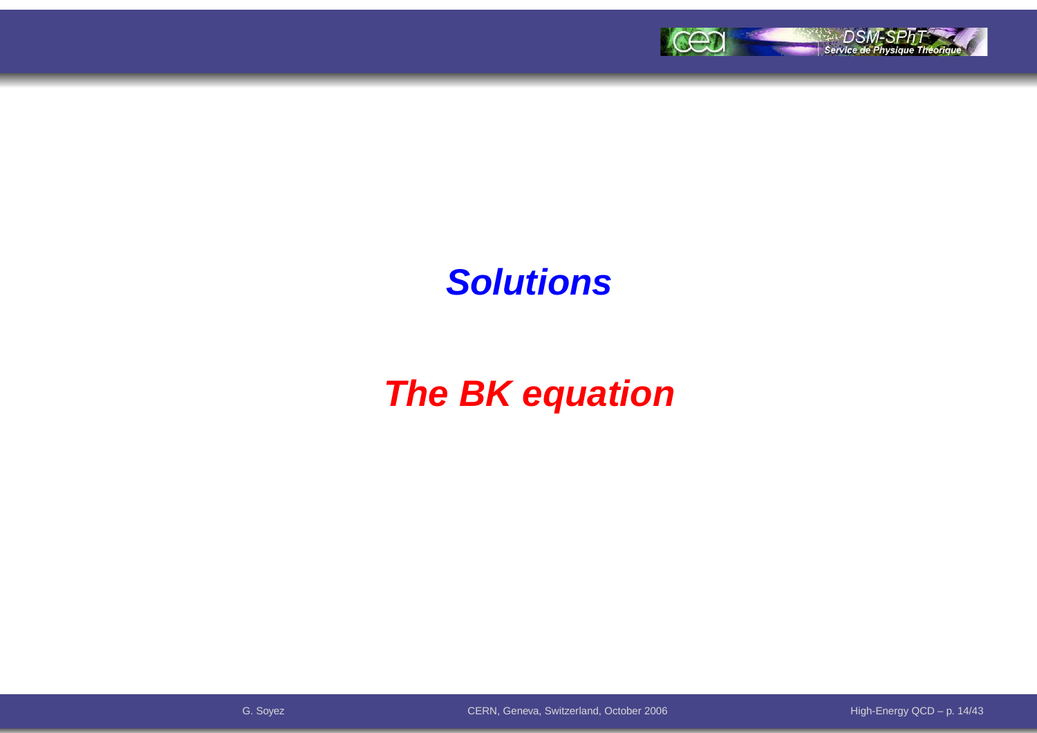# *Solutions*

# *The BK equation*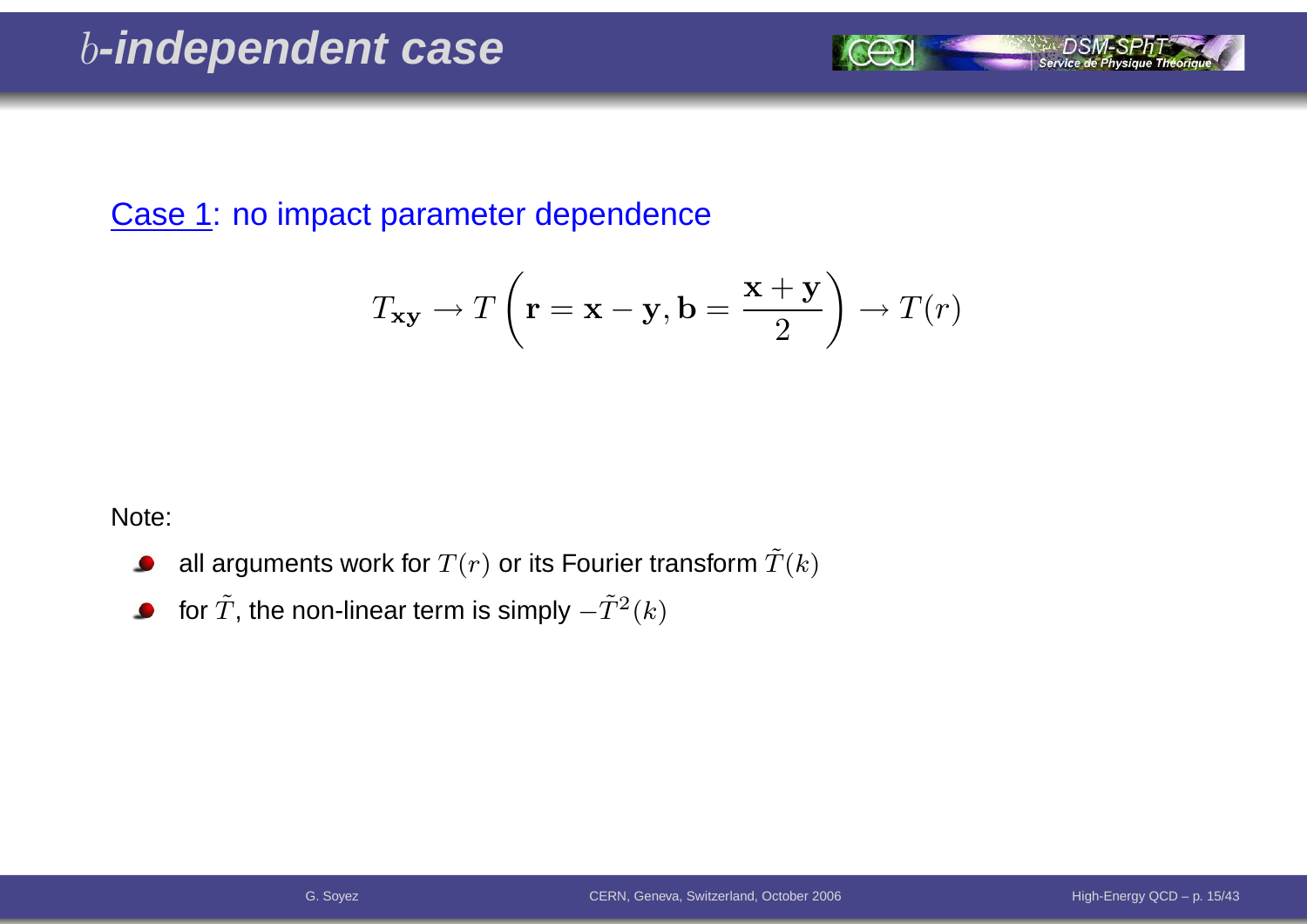# $b$-independent case

Case 1: no impact parameter dependence

$$T_{\mathbf{xy}} \to T\left(\mathbf{r} = \mathbf{x} - \mathbf{y}, \mathbf{b} = \frac{\mathbf{x} + \mathbf{y}}{2}\right) \to T(r)$$

Note:

- all arguments work for $T(r)$ or its Fourier transform $\tilde{T}(k)$
- for $\tilde{T}$, the non-linear term is simply $-\tilde{T}^2(k)$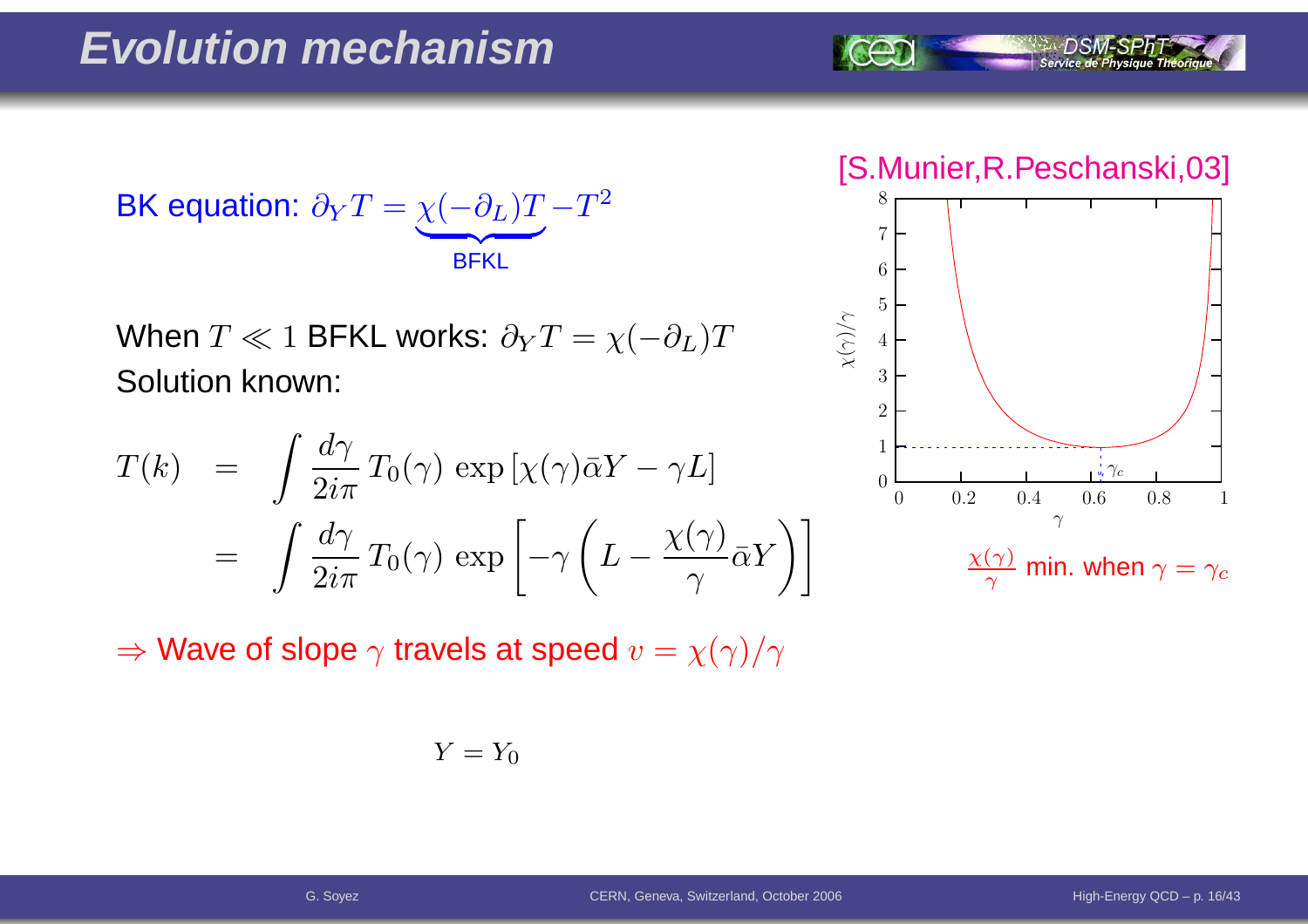# Evolution mechanism

BK equation: $\partial_Y T = \underbrace{\chi(-\partial_L)T}_{\text{BFKL}} - T^2$

When $T \ll 1$ BFKL works: $\partial_Y T = \chi(-\partial_L)T$

Solution known:

$$
\begin{aligned}
T(k) &= \int \frac{d\gamma}{2i\pi}\, T_0(\gamma)\, \exp\left[\chi(\gamma)\bar{\alpha}Y - \gamma L\right] \\
&= \int \frac{d\gamma}{2i\pi}\, T_0(\gamma)\, \exp\left[-\gamma\left(L - \frac{\chi(\gamma)}{\gamma}\bar{\alpha}Y\right)\right]
\end{aligned}
$$

$\Rightarrow$ Wave of slope $\gamma$ travels at speed $v = \chi(\gamma)/\gamma$

$Y = Y_0$

[S.Munier,R.Peschanski,03]

$\frac{\chi(\gamma)}{\gamma}$ min. when $\gamma = \gamma_c$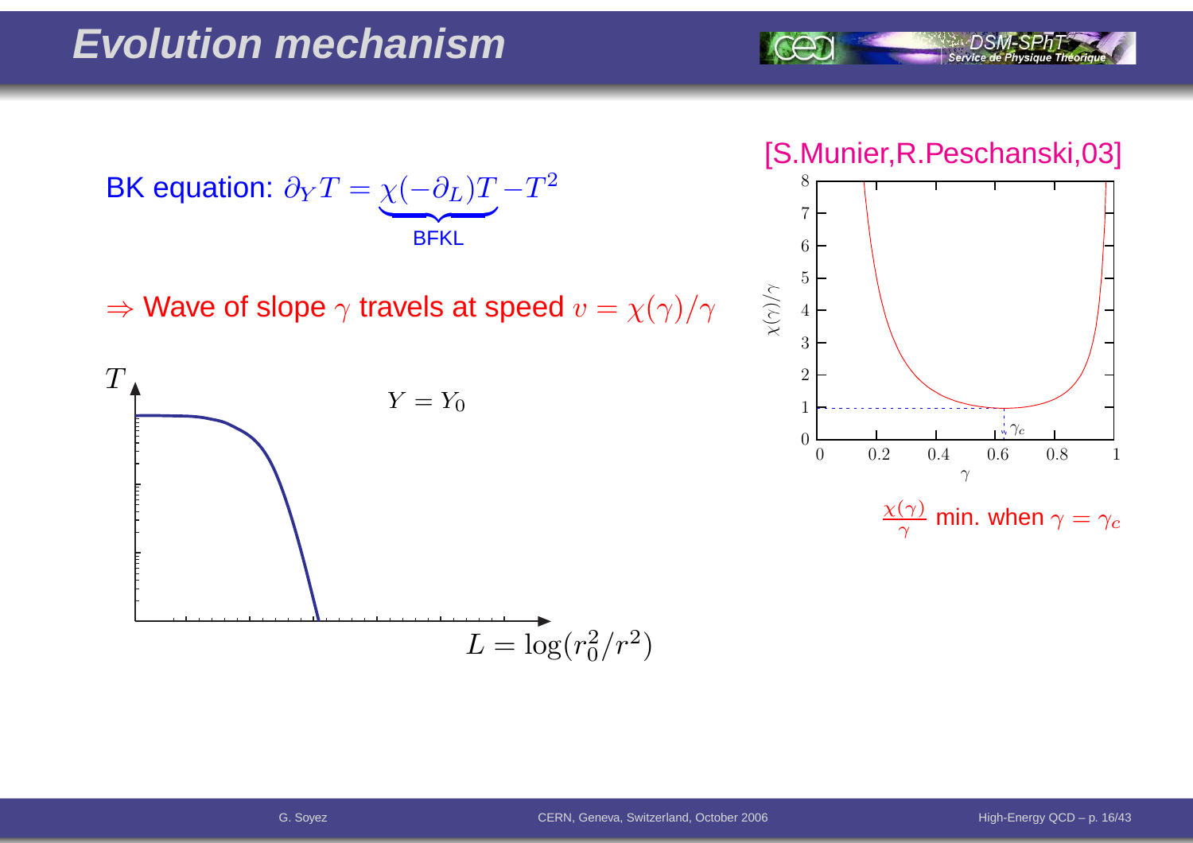# Evolution mechanism

BK equation: $\partial_Y T = \underbrace{\chi(-\partial_L) T}_{\text{BFKL}} - T^2$

$\Rightarrow$ Wave of slope $\gamma$ travels at speed $v = \chi(\gamma)/\gamma$

$T$

$Y = Y_0$

$L = \log(r_0^2/r^2)$

[S.Munier,R.Peschanski,03]

$\frac{\chi(\gamma)}{\gamma}$ min. when $\gamma = \gamma_c$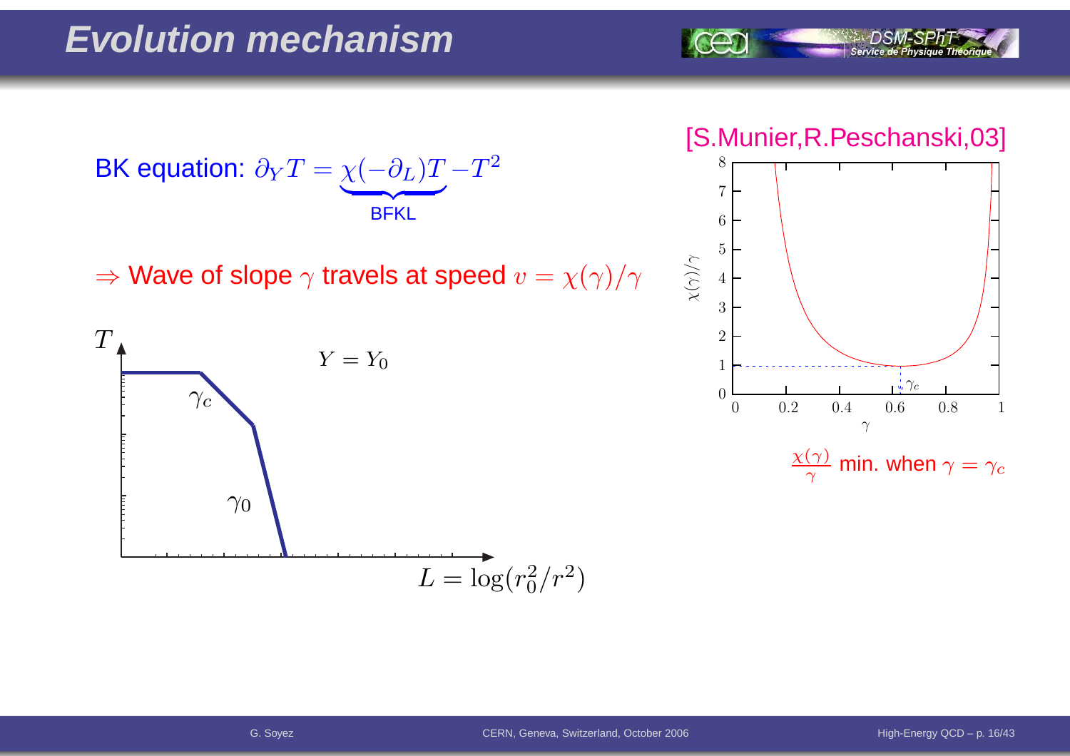# Evolution mechanism

BK equation: $\partial_Y T = \underbrace{\chi(-\partial_L) T}_{\text{BFKL}} - T^2$

$\Rightarrow$ Wave of slope $\gamma$ travels at speed $v = \chi(\gamma)/\gamma$

[S.Munier,R.Peschanski,03]

$\frac{\chi(\gamma)}{\gamma}$ min. when $\gamma = \gamma_c$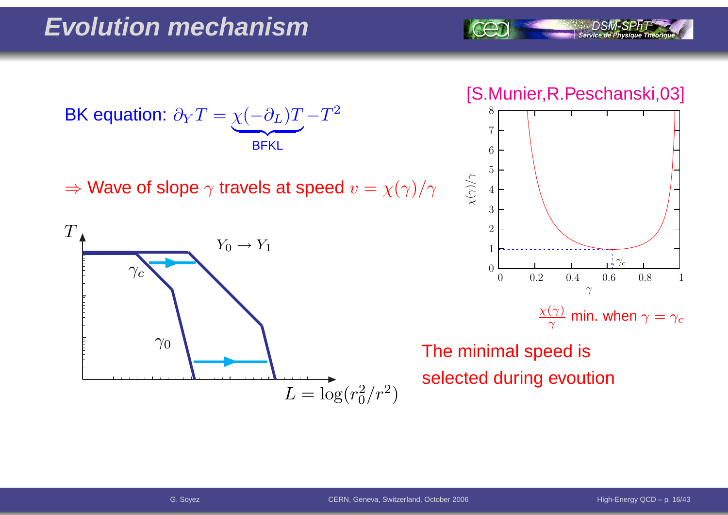# Evolution mechanism

BK equation: $\partial_Y T = \underbrace{\chi(-\partial_L) T}_{\text{BFKL}} - T^2$

$\Rightarrow$ Wave of slope $\gamma$ travels at speed $v = \chi(\gamma)/\gamma$

[S.Munier,R.Peschanski,03]

$\frac{\chi(\gamma)}{\gamma}$ min. when $\gamma = \gamma_c$

The minimal speed is selected during evoution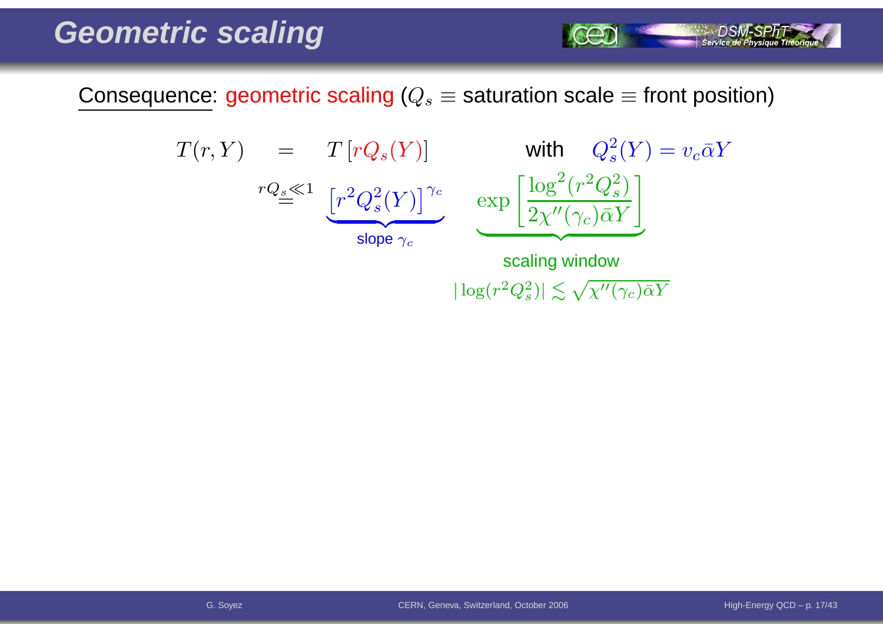# Geometric scaling

Consequence: geometric scaling ($Q_s \equiv$ saturation scale $\equiv$ front position)

$$
\begin{aligned}
T(r,Y) &= T\left[rQ_s(Y)\right] \qquad \text{with} \quad Q_s^2(Y) = v_c\bar{\alpha}Y \\
&\overset{rQ_s \ll 1}{=} \underbrace{\left[r^2 Q_s^2(Y)\right]^{\gamma_c}}_{\text{slope } \gamma_c} \quad \underbrace{\exp\left[\frac{\log^2(r^2Q_s^2)}{2\chi''(\gamma_c)\bar{\alpha}Y}\right]}_{\substack{\text{scaling window} \\ |\log(r^2Q_s^2)| \lesssim \sqrt{\chi''(\gamma_c)\bar{\alpha}Y}}}
\end{aligned}
$$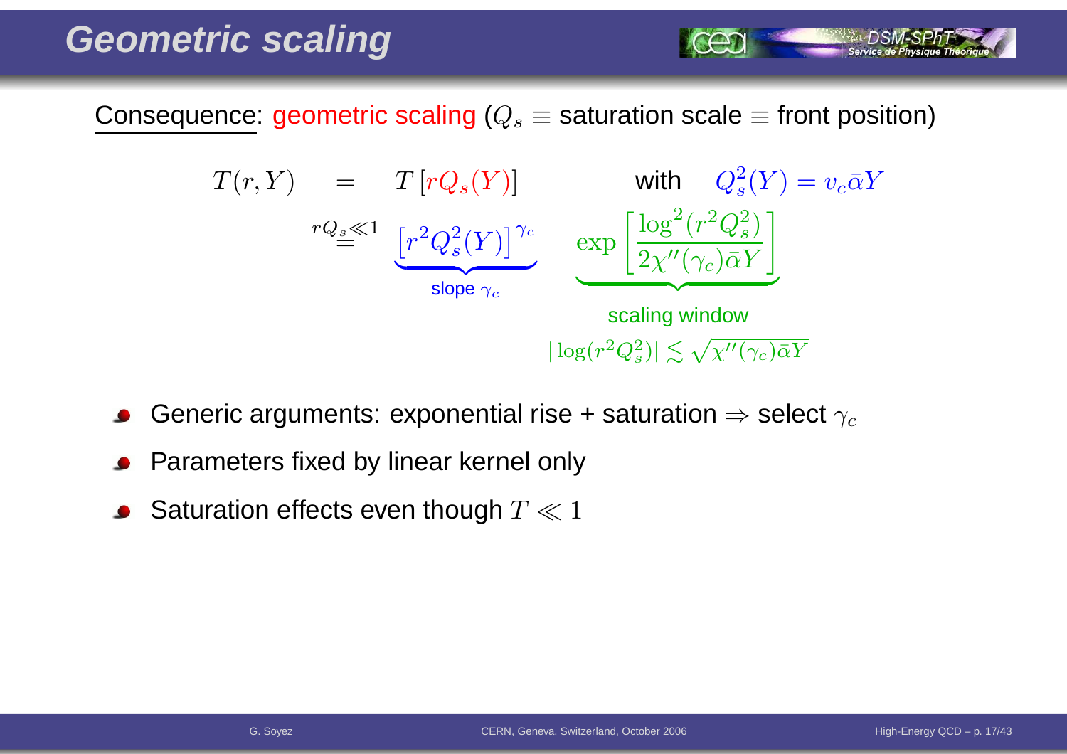# Geometric scaling

Consequence: geometric scaling ($Q_s \equiv$ saturation scale $\equiv$ front position)

$$T(r,Y) = T\left[rQ_s(Y)\right] \qquad \text{with} \quad Q_s^2(Y) = v_c\bar\alpha Y$$

$$\overset{rQ_s \ll 1}{=} \underbrace{\left[r^2Q_s^2(Y)\right]^{\gamma_c}}_{\text{slope } \gamma_c} \quad \underbrace{\exp\left[\frac{\log^2(r^2Q_s^2)}{2\chi''(\gamma_c)\bar\alpha Y}\right]}_{\substack{\text{scaling window} \\ |\log(r^2Q_s^2)| \lesssim \sqrt{\chi''(\gamma_c)\bar\alpha Y}}}$$

- Generic arguments: exponential rise + saturation $\Rightarrow$ select $\gamma_c$
- Parameters fixed by linear kernel only
- Saturation effects even though $T \ll 1$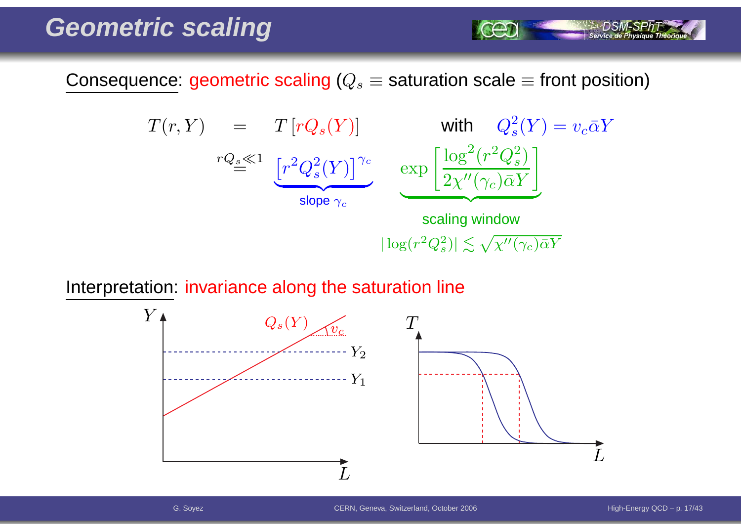# Geometric scaling

Consequence: geometric scaling ($Q_s \equiv$ saturation scale $\equiv$ front position)

$$T(r,Y) = T\left[rQ_s(Y)\right] \qquad \text{with} \quad Q_s^2(Y) = v_c \bar\alpha Y$$

$$\overset{rQ_s \ll 1}{=} \underbrace{\left[r^2 Q_s^2(Y)\right]^{\gamma_c}}_{\text{slope } \gamma_c} \quad \underbrace{\exp\left[\frac{\log^2(r^2 Q_s^2)}{2\chi''(\gamma_c)\bar\alpha Y}\right]}_{\text{scaling window}}$$

scaling window: $|\log(r^2 Q_s^2)| \lesssim \sqrt{\chi''(\gamma_c)\bar\alpha Y}$

Interpretation: invariance along the saturation line

Left plot: $Y$ vs $L$ with line $Q_s(Y)$ of slope $v_c$; levels $Y_1$, $Y_2$. Right plot: $T$ vs $L$.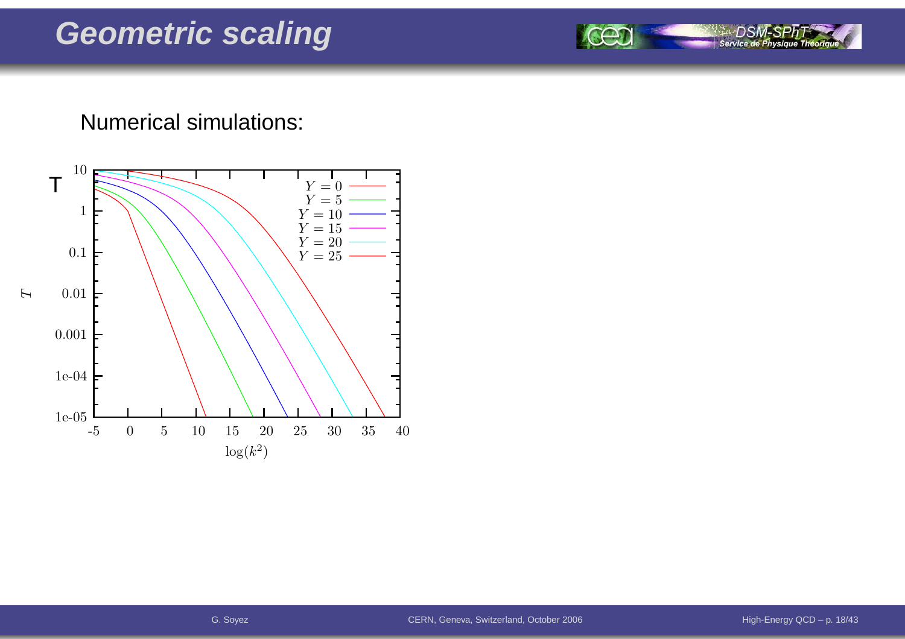# Geometric scaling

Numerical simulations: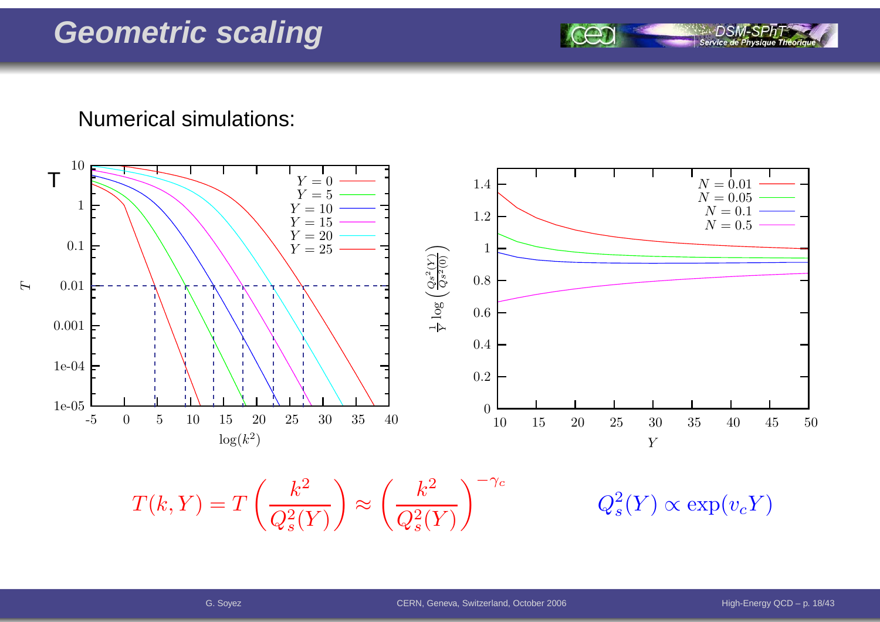# Geometric scaling

Numerical simulations:

$$T(k,Y) = T\left(\frac{k^2}{Q_s^2(Y)}\right) \approx \left(\frac{k^2}{Q_s^2(Y)}\right)^{-\gamma_c} \qquad Q_s^2(Y) \propto \exp(v_c Y)$$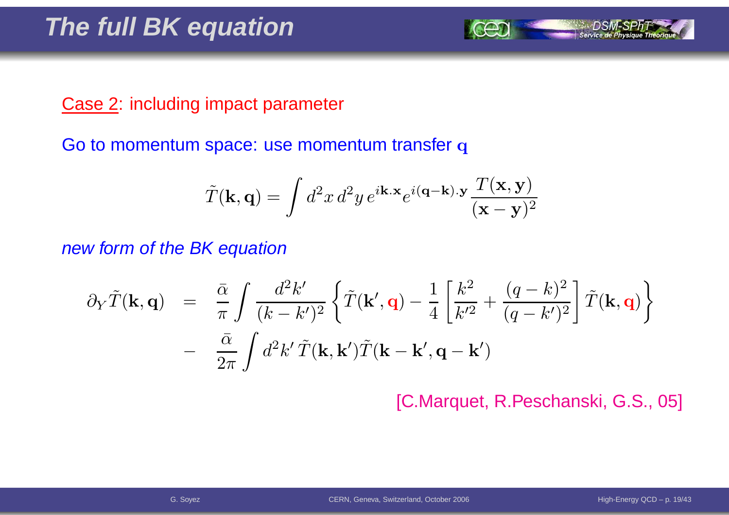# The full BK equation

Case 2: including impact parameter

Go to momentum space: use momentum transfer $\mathbf{q}$

$$\tilde{T}(\mathbf{k},\mathbf{q}) = \int d^2x\, d^2y\, e^{i\mathbf{k}.\mathbf{x}} e^{i(\mathbf{q}-\mathbf{k}).\mathbf{y}} \frac{T(\mathbf{x},\mathbf{y})}{(\mathbf{x}-\mathbf{y})^2}$$

*new form of the BK equation*

$$\begin{aligned}
\partial_Y \tilde{T}(\mathbf{k},\mathbf{q}) &= \frac{\bar{\alpha}}{\pi} \int \frac{d^2k'}{(k-k')^2} \left\{ \tilde{T}(\mathbf{k}',\mathbf{q}) - \frac{1}{4}\left[\frac{k^2}{k'^2} + \frac{(q-k)^2}{(q-k')^2}\right] \tilde{T}(\mathbf{k},\mathbf{q}) \right\} \\
&- \frac{\bar{\alpha}}{2\pi} \int d^2k'\, \tilde{T}(\mathbf{k},\mathbf{k}') \tilde{T}(\mathbf{k}-\mathbf{k}',\mathbf{q}-\mathbf{k}')
\end{aligned}$$

[C.Marquet, R.Peschanski, G.S., 05]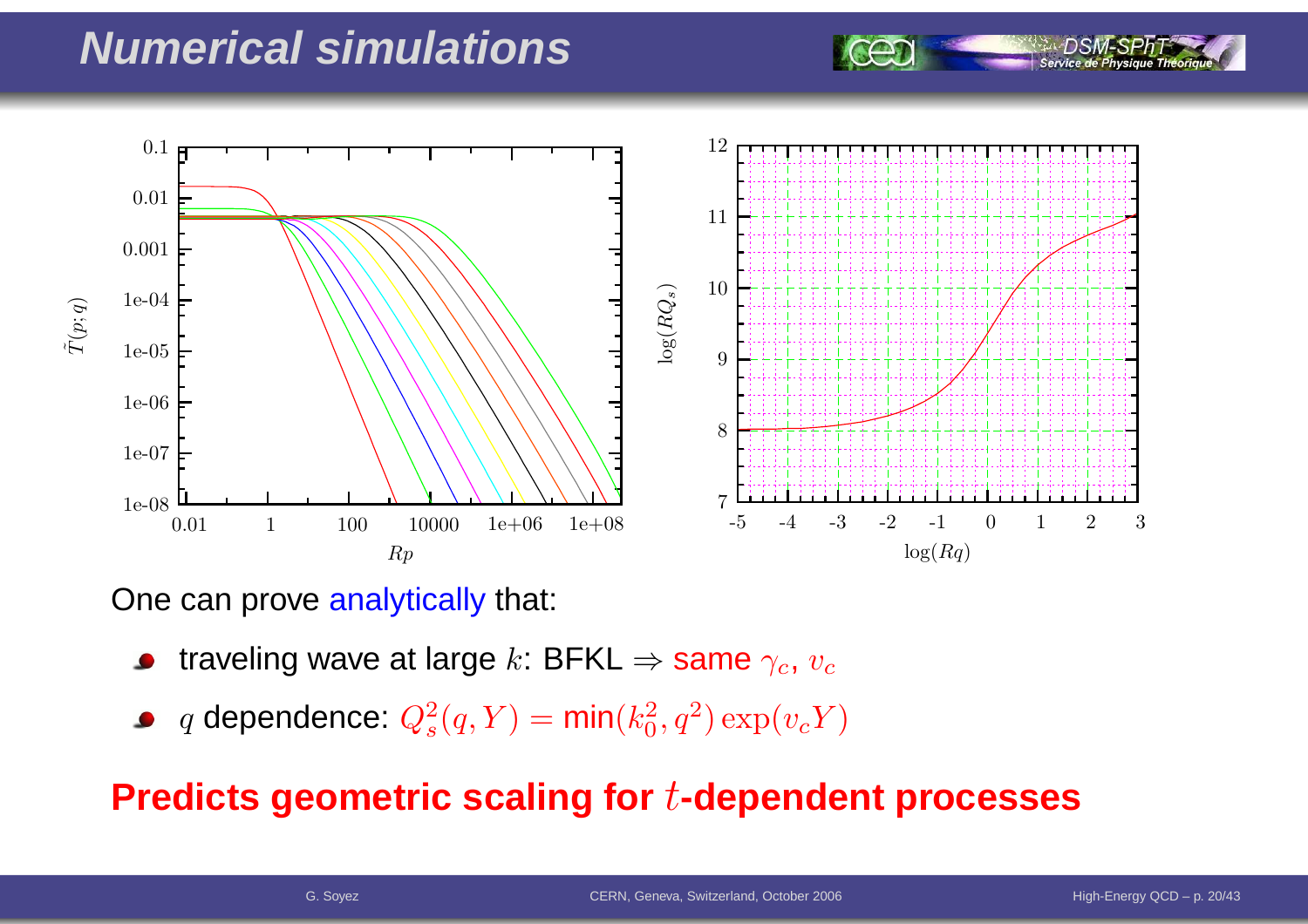# Numerical simulations

One can prove analytically that:

- traveling wave at large $k$: BFKL $\Rightarrow$ same $\gamma_c$, $v_c$
- $q$ dependence: $Q_s^2(q,Y) = \min(k_0^2, q^2)\exp(v_c Y)$

**Predicts geometric scaling for $t$-dependent processes**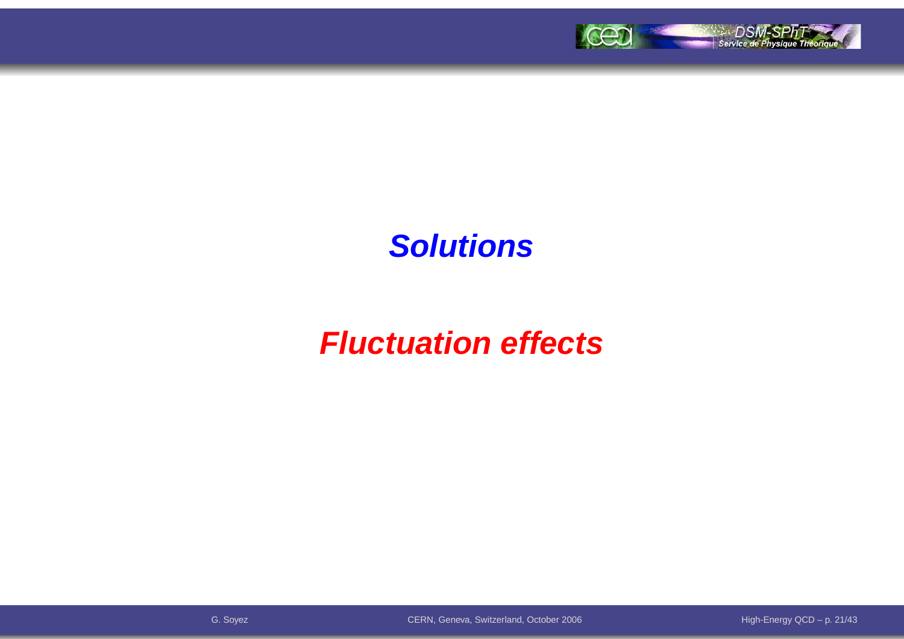# *Solutions*

# *Fluctuation effects*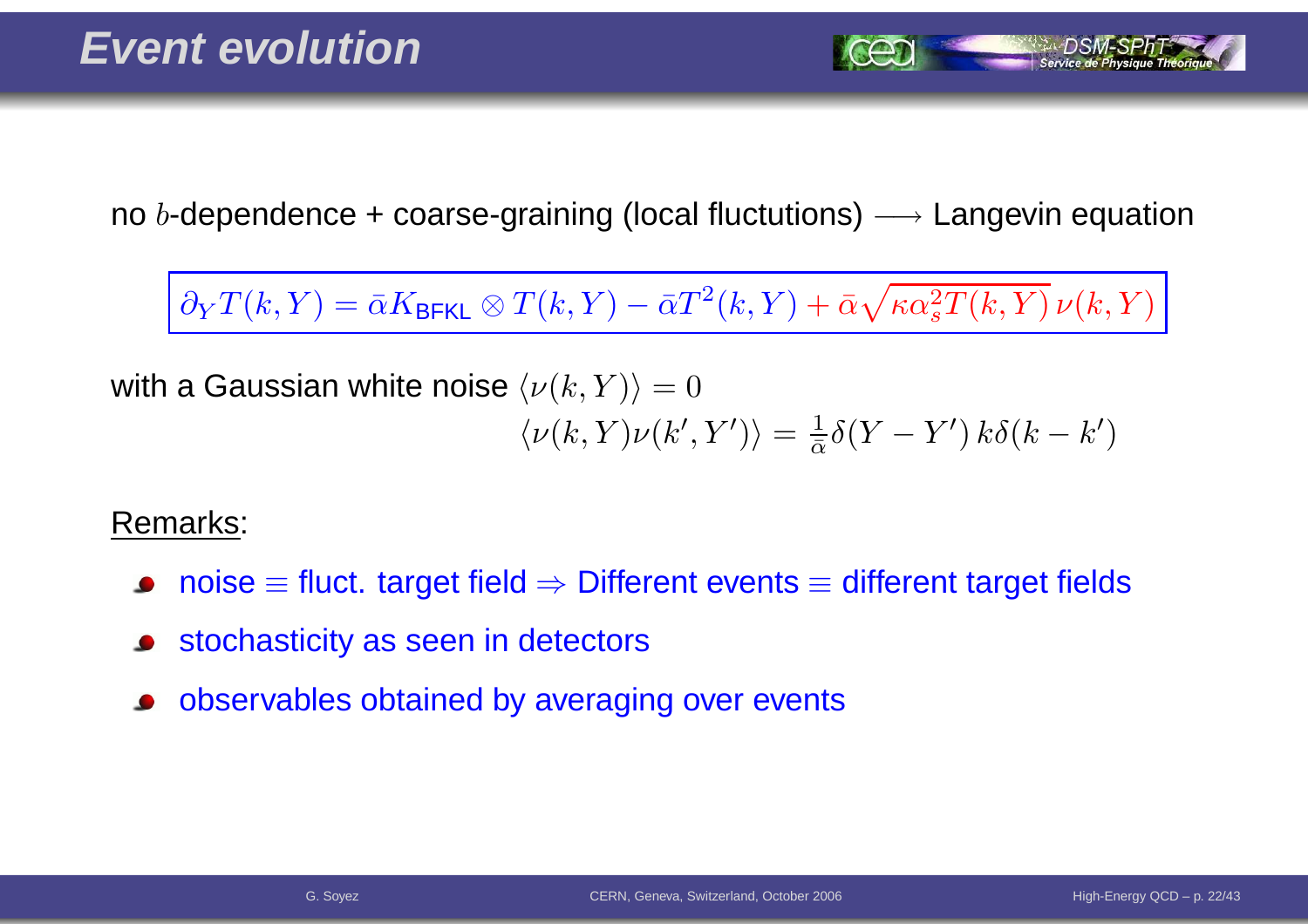# Event evolution

no $b$-dependence + coarse-graining (local fluctutions) $\longrightarrow$ Langevin equation

$$\partial_Y T(k,Y) = \bar\alpha K_{\text{BFKL}} \otimes T(k,Y) - \bar\alpha T^2(k,Y) + \bar\alpha\sqrt{\kappa\alpha_s^2 T(k,Y)}\,\nu(k,Y)$$

with a Gaussian white noise $\langle \nu(k,Y)\rangle = 0$

$$\langle \nu(k,Y)\nu(k',Y')\rangle = \frac{1}{\bar\alpha}\delta(Y-Y')\,k\delta(k-k')$$

<u>Remarks</u>:

- noise $\equiv$ fluct. target field $\Rightarrow$ Different events $\equiv$ different target fields
- stochasticity as seen in detectors
- observables obtained by averaging over events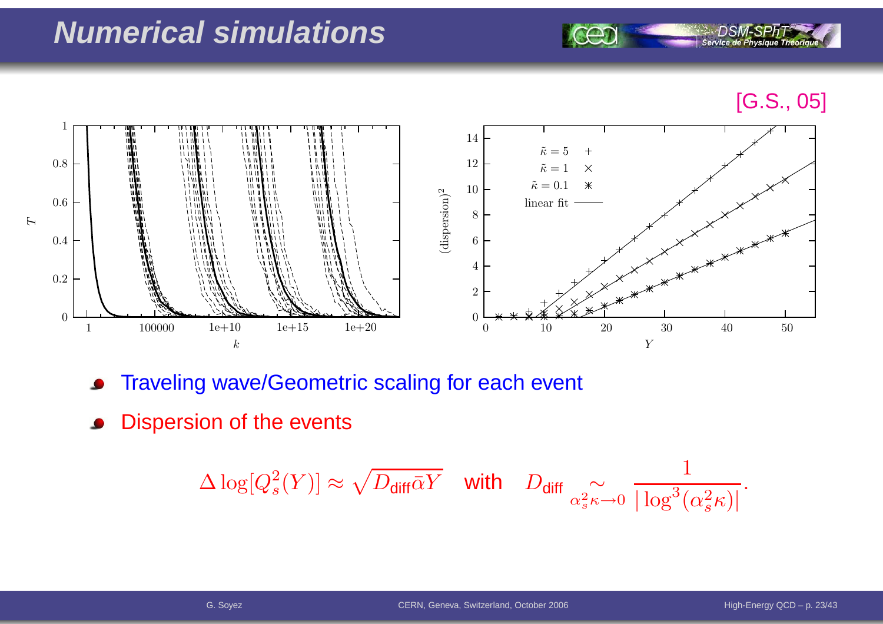# Numerical simulations

[G.S., 05]

- Traveling wave/Geometric scaling for each event
- Dispersion of the events

$$\Delta \log[Q_s^2(Y)] \approx \sqrt{D_{\text{diff}}\bar{\alpha}Y} \quad \text{with} \quad D_{\text{diff}} \underset{\alpha_s^2\kappa\to 0}{\sim} \frac{1}{|\log^3(\alpha_s^2\kappa)|}.$$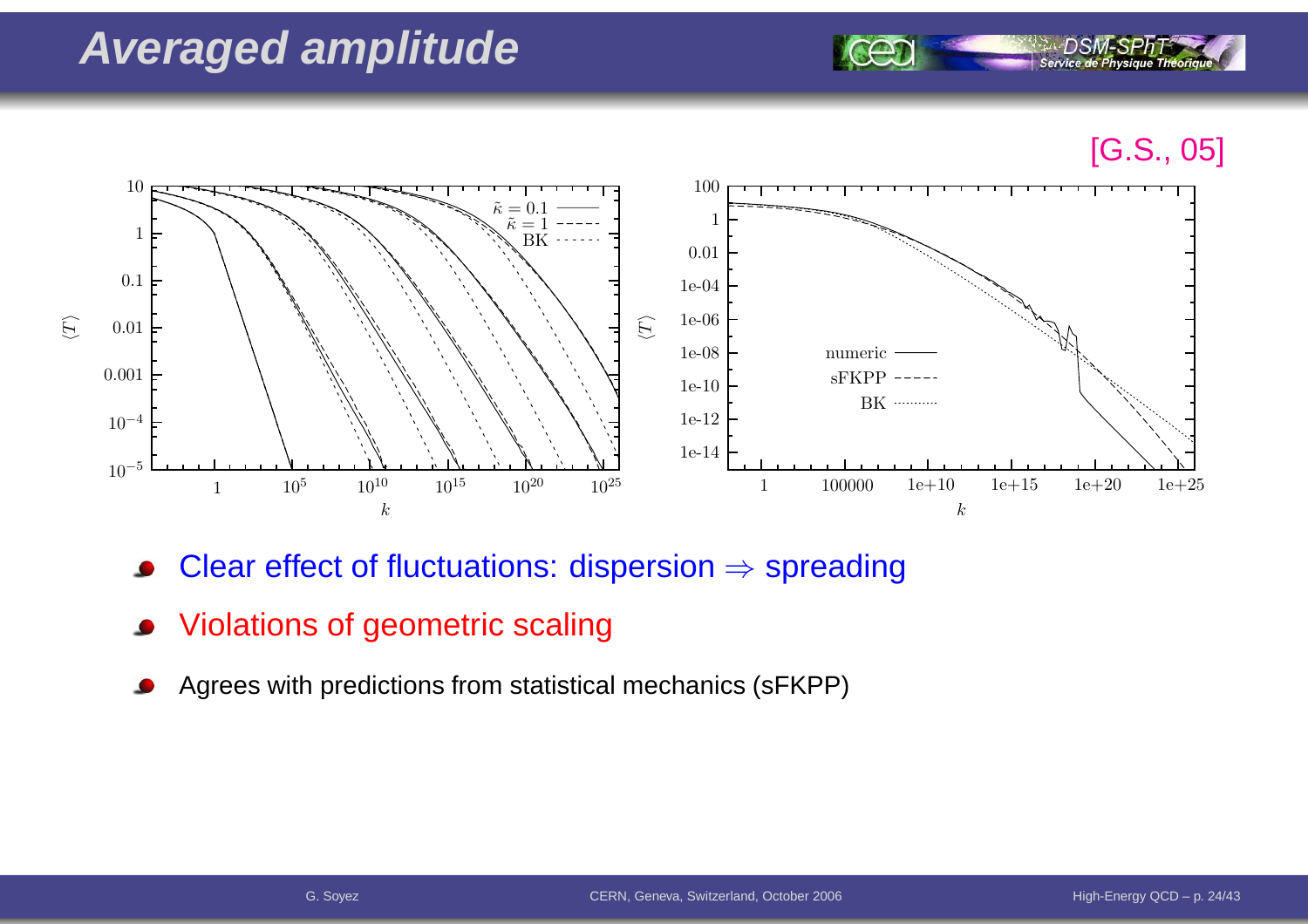# Averaged amplitude

[G.S., 05]

- Clear effect of fluctuations: dispersion $\Rightarrow$ spreading
- Violations of geometric scaling
- Agrees with predictions from statistical mechanics (sFKPP)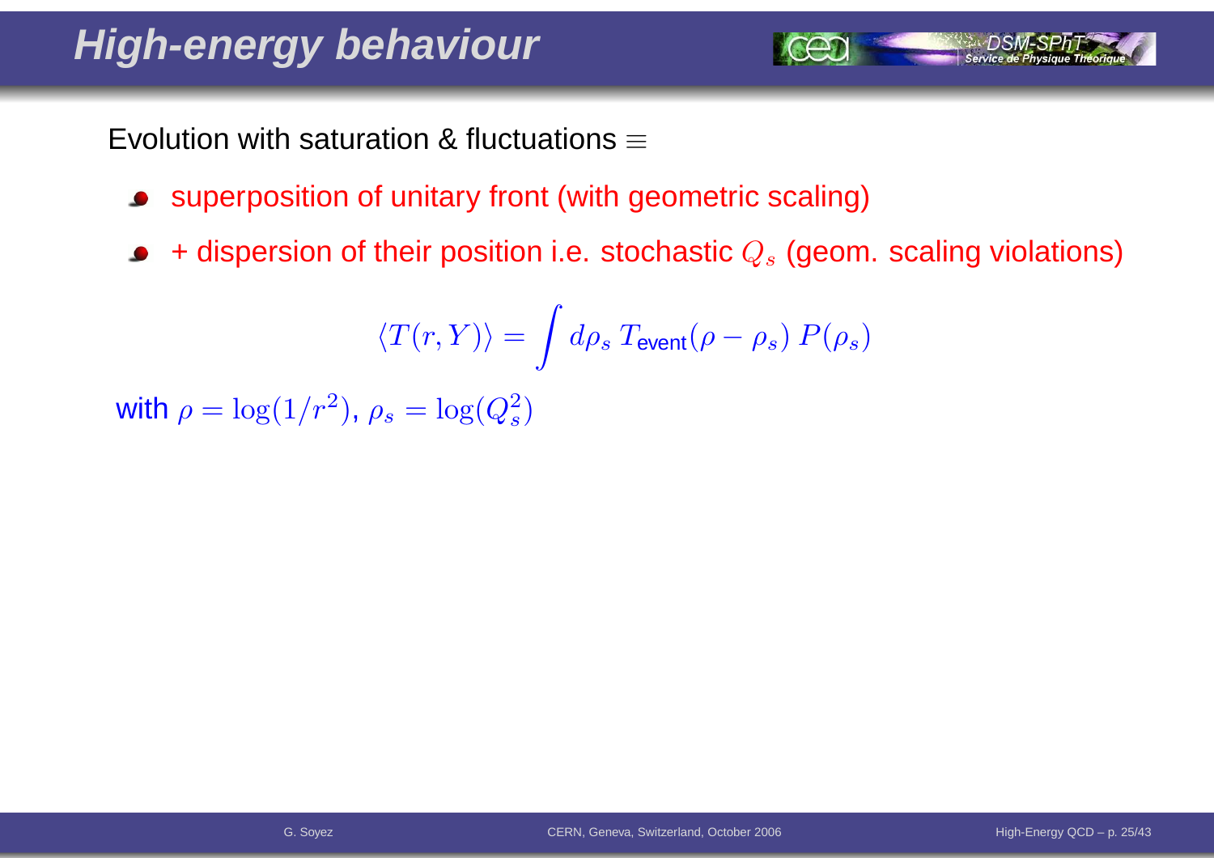# High-energy behaviour

Evolution with saturation & fluctuations $\equiv$

- superposition of unitary front (with geometric scaling)
- + dispersion of their position i.e. stochastic $Q_s$ (geom. scaling violations)

$$\langle T(r,Y)\rangle = \int d\rho_s \, T_{\text{event}}(\rho-\rho_s)\, P(\rho_s)$$

with $\rho = \log(1/r^2)$, $\rho_s = \log(Q_s^2)$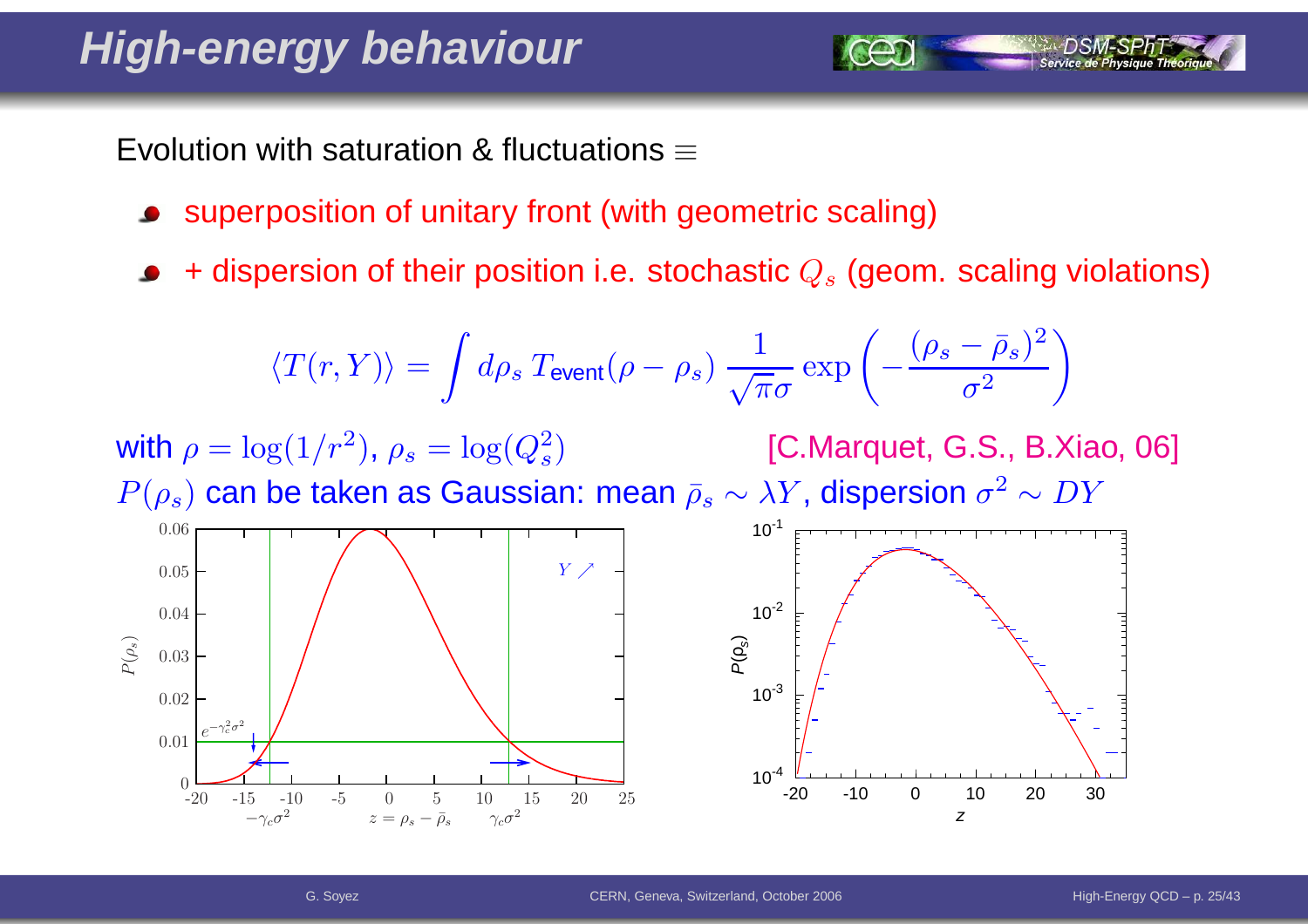# High-energy behaviour

Evolution with saturation & fluctuations $\equiv$

- superposition of unitary front (with geometric scaling)
- + dispersion of their position i.e. stochastic $Q_s$ (geom. scaling violations)

$$\langle T(r,Y)\rangle = \int d\rho_s\, T_{\text{event}}(\rho-\rho_s)\,\frac{1}{\sqrt{\pi}\sigma}\exp\left(-\frac{(\rho_s-\bar{\rho}_s)^2}{\sigma^2}\right)$$

with $\rho = \log(1/r^2)$, $\rho_s = \log(Q_s^2)$ [C.Marquet, G.S., B.Xiao, 06]

$P(\rho_s)$ can be taken as Gaussian: mean $\bar{\rho}_s \sim \lambda Y$, dispersion $\sigma^2 \sim DY$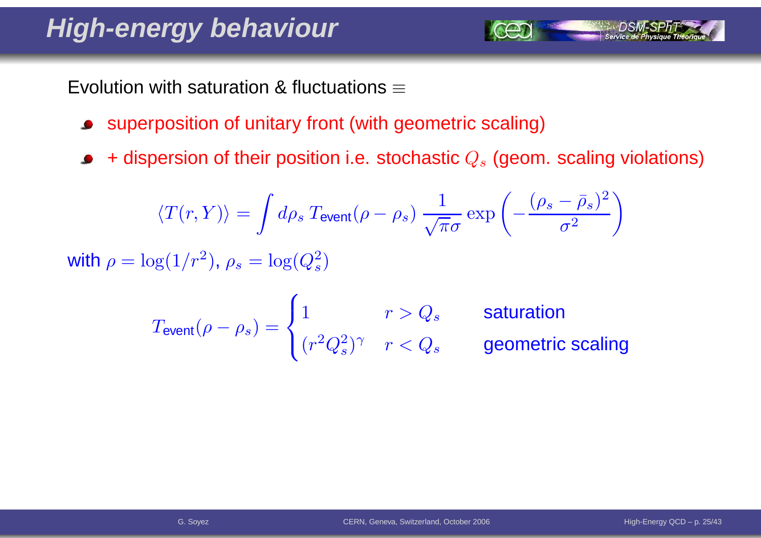# High-energy behaviour

Evolution with saturation & fluctuations $\equiv$

- superposition of unitary front (with geometric scaling)
- + dispersion of their position i.e. stochastic $Q_s$ (geom. scaling violations)

$$\langle T(r,Y)\rangle = \int d\rho_s \, T_{\text{event}}(\rho - \rho_s) \, \frac{1}{\sqrt{\pi}\sigma} \exp\left(-\frac{(\rho_s - \bar{\rho}_s)^2}{\sigma^2}\right)$$

with $\rho = \log(1/r^2)$, $\rho_s = \log(Q_s^2)$

$$T_{\text{event}}(\rho - \rho_s) = \begin{cases} 1 & r > Q_s \qquad \text{saturation} \\ (r^2 Q_s^2)^\gamma & r < Q_s \qquad \text{geometric scaling} \end{cases}$$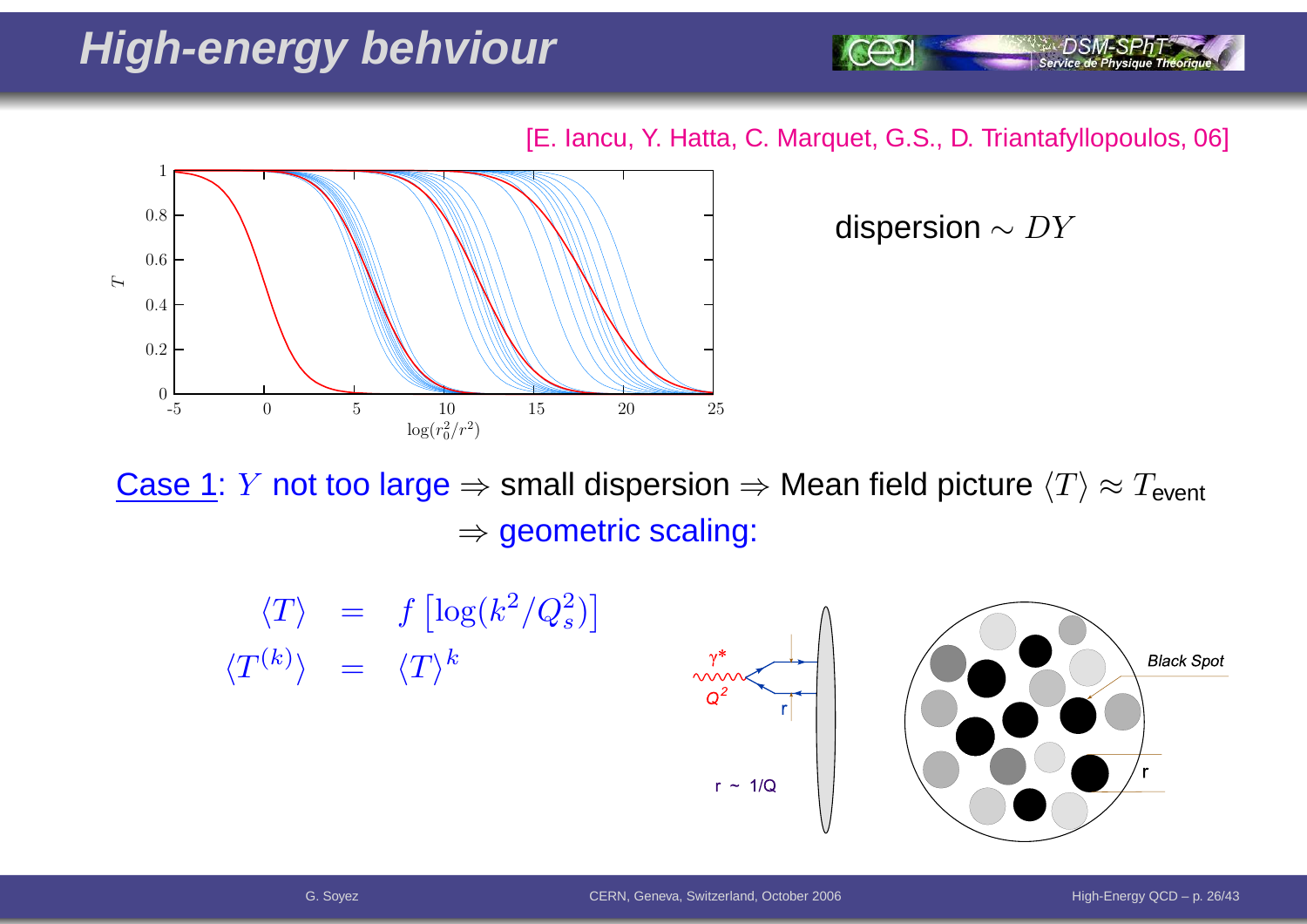# High-energy behviour

[E. Iancu, Y. Hatta, C. Marquet, G.S., D. Triantafyllopoulos, 06]

dispersion $\sim DY$

Case 1: $Y$ not too large $\Rightarrow$ small dispersion $\Rightarrow$ Mean field picture $\langle T \rangle \approx T_{\text{event}}$

$\Rightarrow$ geometric scaling:

$$
\begin{aligned}
\langle T \rangle &= f\left[\log(k^2/Q_s^2)\right] \\
\langle T^{(k)} \rangle &= \langle T \rangle^k
\end{aligned}
$$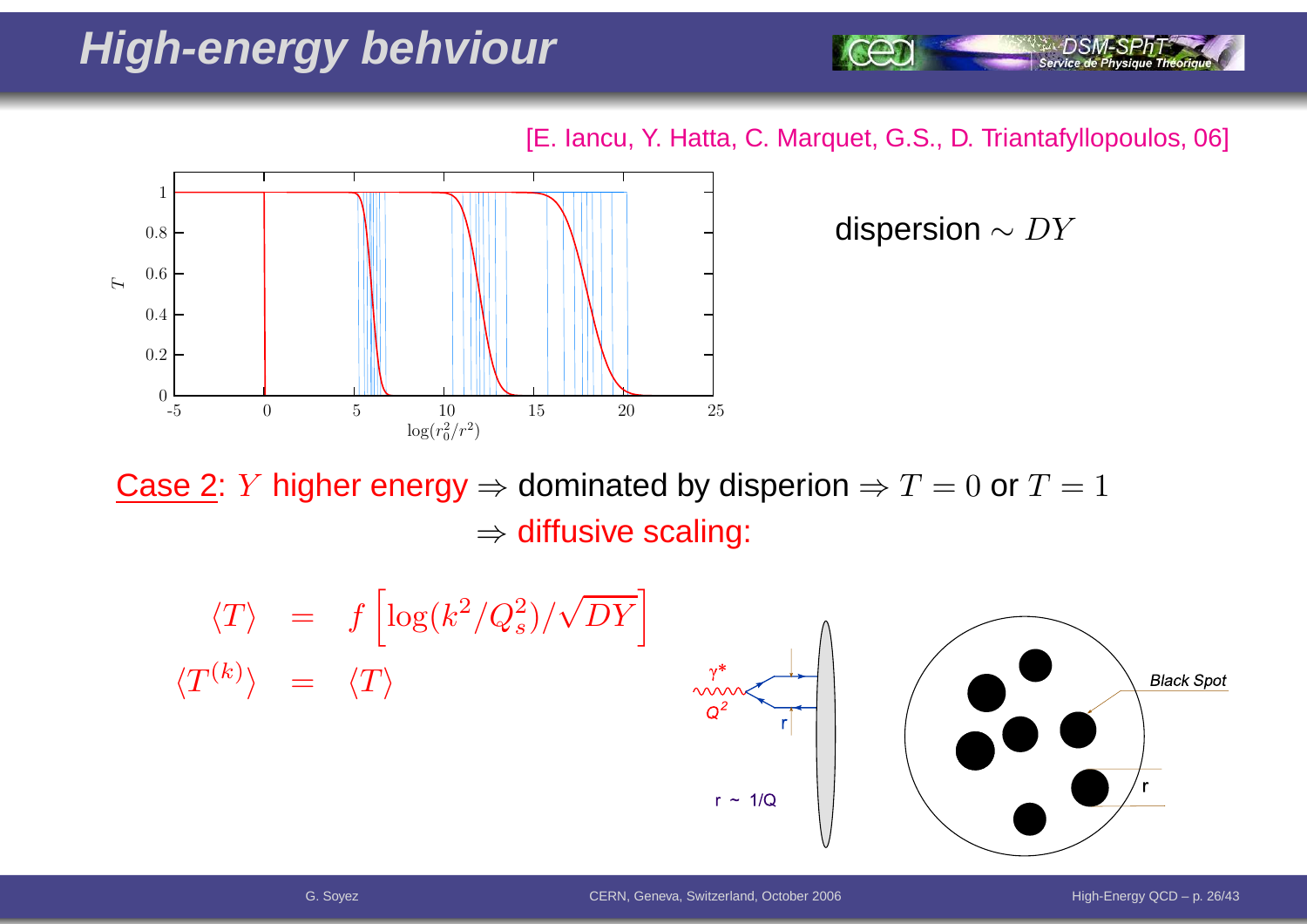# High-energy behviour

[E. Iancu, Y. Hatta, C. Marquet, G.S., D. Triantafyllopoulos, 06]

dispersion $\sim DY$

Case 2: $Y$ higher energy $\Rightarrow$ dominated by disperion $\Rightarrow T = 0$ or $T = 1$

$\Rightarrow$ diffusive scaling:

$$
\begin{aligned}
\langle T \rangle &= f\left[\log(k^2/Q_s^2)/\sqrt{DY}\right] \\
\langle T^{(k)} \rangle &= \langle T \rangle
\end{aligned}
$$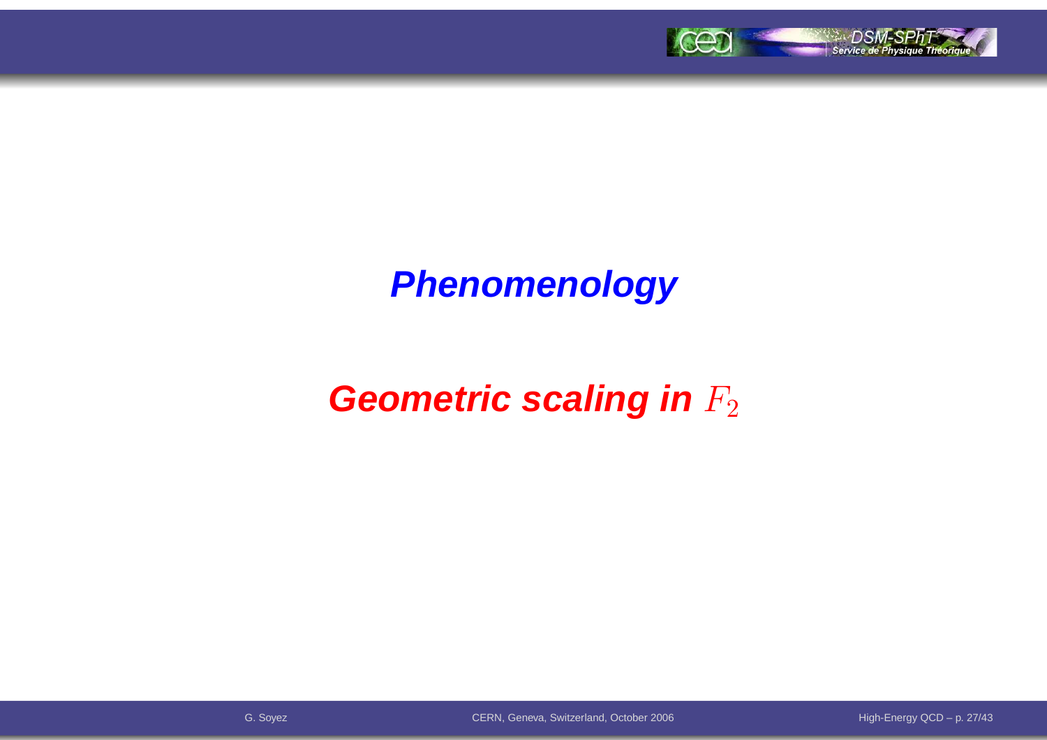# Phenomenology

## Geometric scaling in $F_2$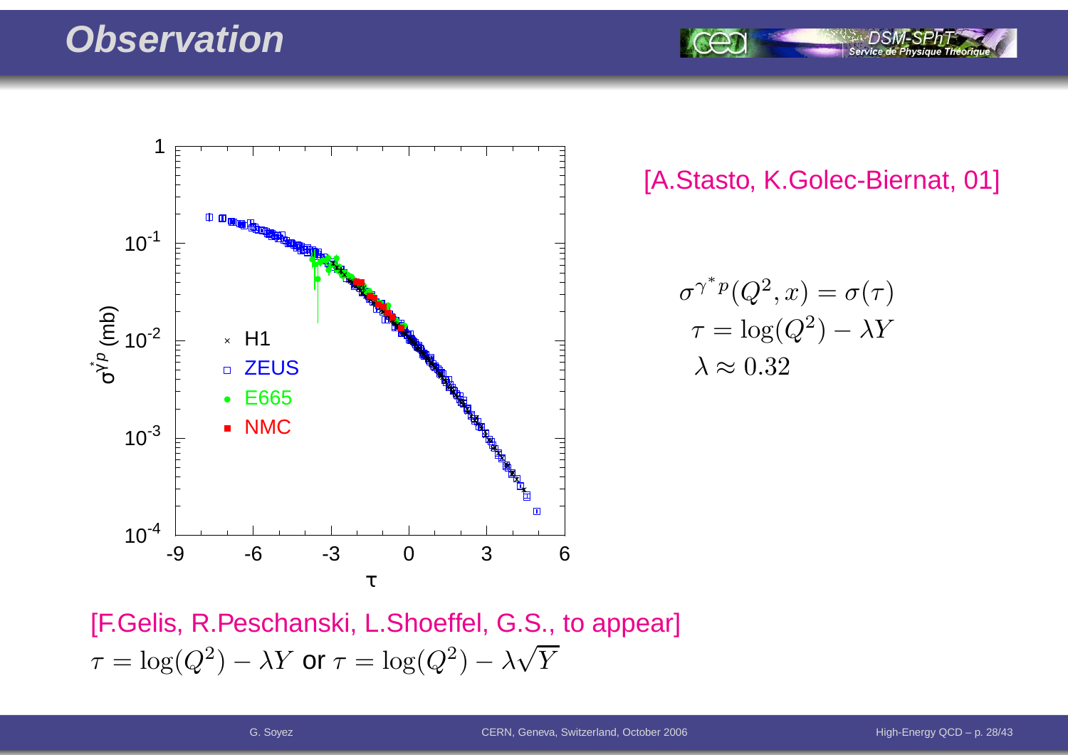# Observation

[A.Stasto, K.Golec-Biernat, 01]

$$\sigma^{\gamma^* p}(Q^2, x) = \sigma(\tau)$$
$$\tau = \log(Q^2) - \lambda Y$$
$$\lambda \approx 0.32$$

[F.Gelis, R.Peschanski, L.Shoeffel, G.S., to appear]

$\tau = \log(Q^2) - \lambda Y$ or $\tau = \log(Q^2) - \lambda\sqrt{Y}$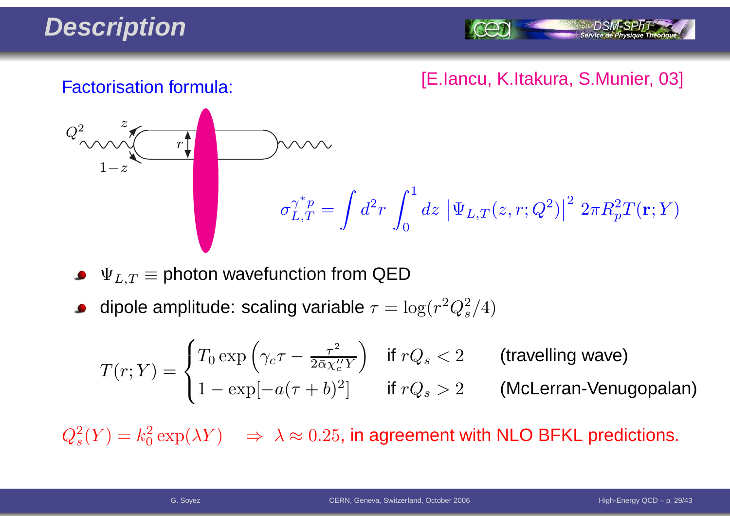# Description

Factorisation formula:

[E.Iancu, K.Itakura, S.Munier, 03]

$$\sigma_{L,T}^{\gamma^* p} = \int d^2r \int_0^1 dz \, \left|\Psi_{L,T}(z, r; Q^2)\right|^2 \, 2\pi R_p^2 T(\mathbf{r}; Y)$$

- $\Psi_{L,T} \equiv$ photon wavefunction from QED
- dipole amplitude: scaling variable $\tau = \log(r^2 Q_s^2/4)$

$$T(r;Y) = \begin{cases} T_0 \exp\left(\gamma_c \tau - \frac{\tau^2}{2\bar{\alpha}\chi_c'' Y}\right) & \text{if } rQ_s < 2 \quad \text{(travelling wave)} \\ 1 - \exp[-a(\tau + b)^2] & \text{if } rQ_s > 2 \quad \text{(McLerran-Venugopalan)} \end{cases}$$

$Q_s^2(Y) = k_0^2 \exp(\lambda Y) \quad \Rightarrow \; \lambda \approx 0.25$, in agreement with NLO BFKL predictions.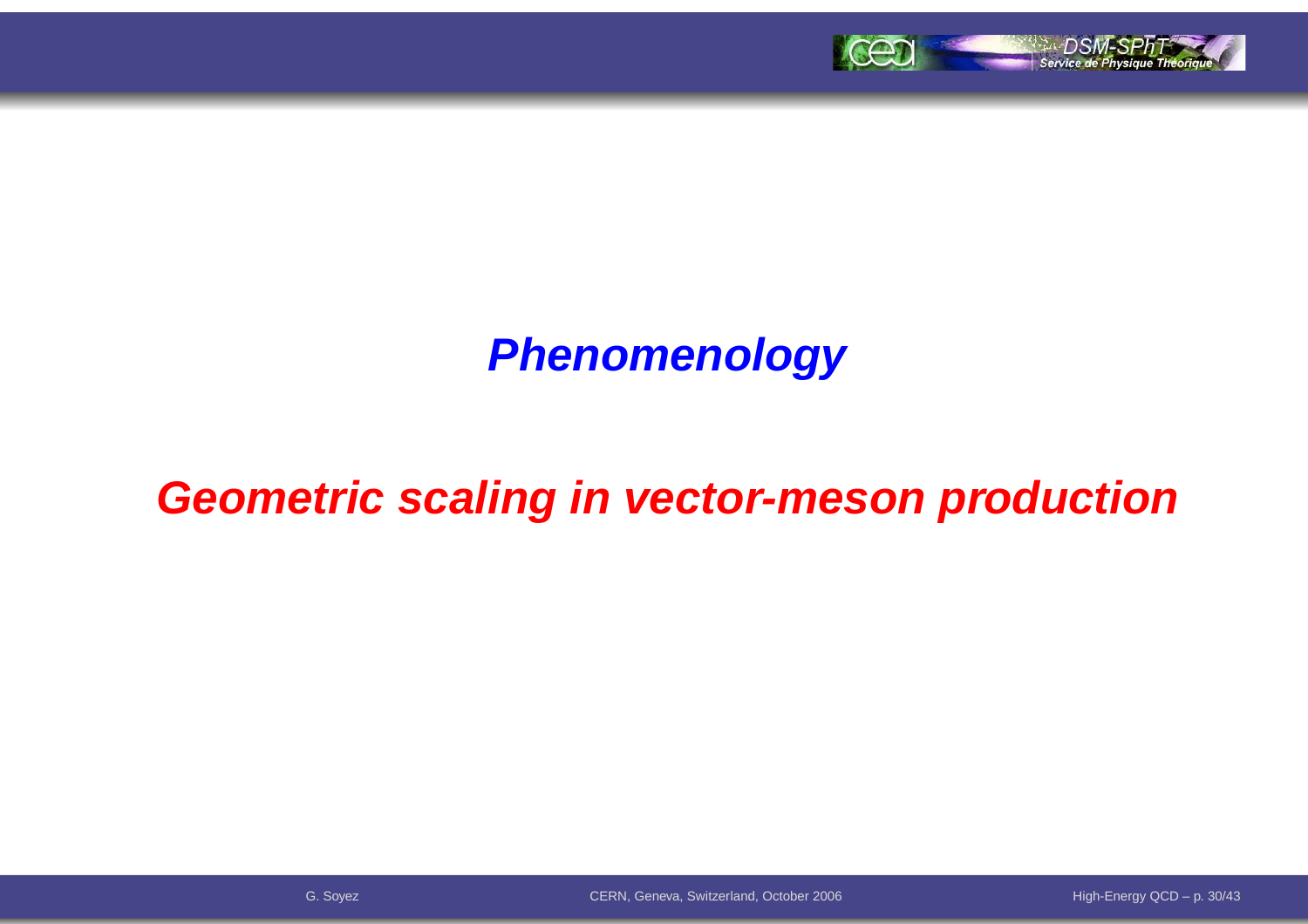# Phenomenology

## Geometric scaling in vector-meson production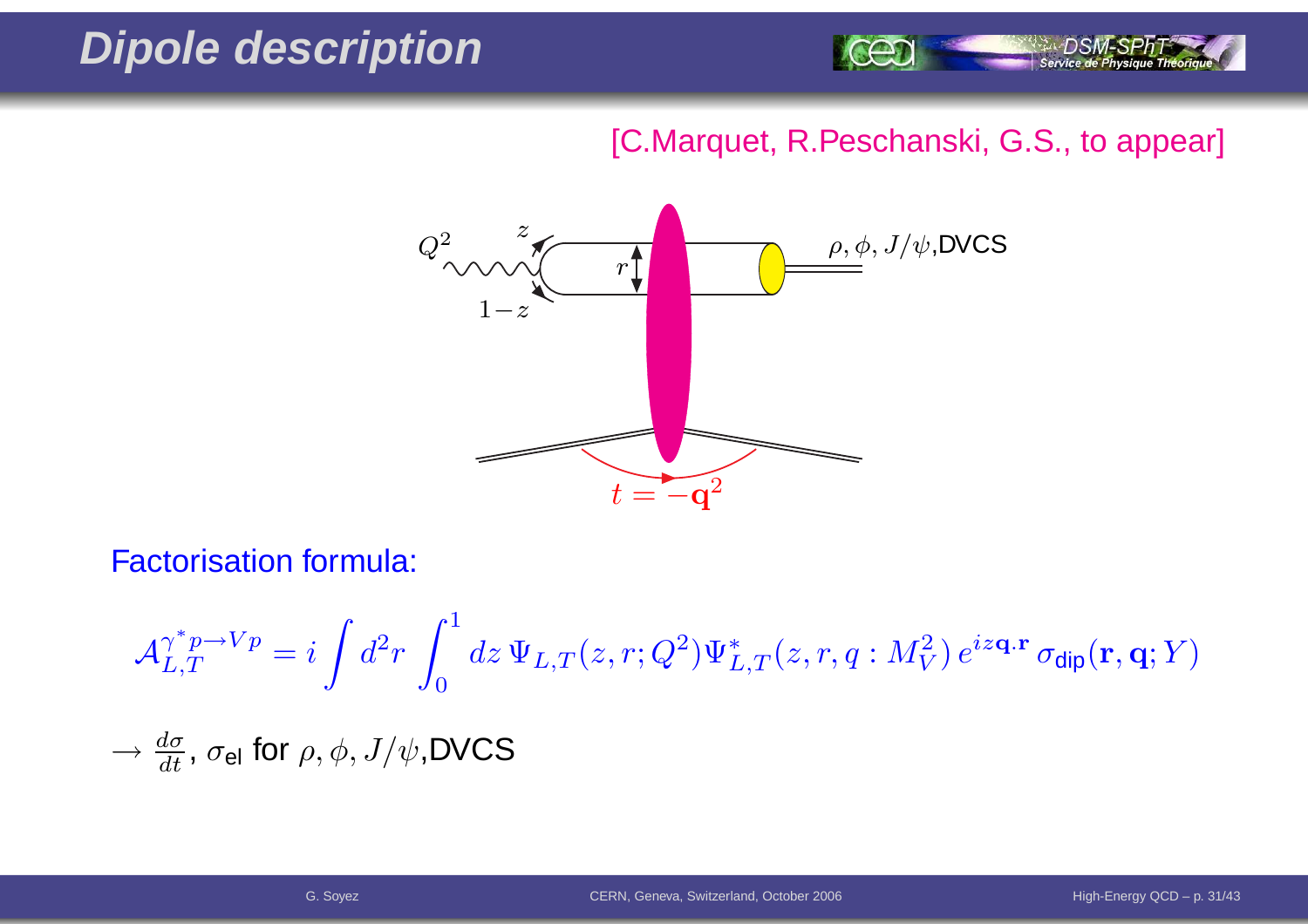# Dipole description

[C.Marquet, R.Peschanski, G.S., to appear]

Factorisation formula:

$$\mathcal{A}_{L,T}^{\gamma^* p \to V p} = i \int d^2r \int_0^1 dz \, \Psi_{L,T}(z, r; Q^2) \Psi_{L,T}^*(z, r, q : M_V^2) \, e^{iz\mathbf{q}\cdot\mathbf{r}} \, \sigma_{\text{dip}}(\mathbf{r}, \mathbf{q}; Y)$$

$\rightarrow \frac{d\sigma}{dt}$, $\sigma_{\text{el}}$ for $\rho, \phi, J/\psi$,DVCS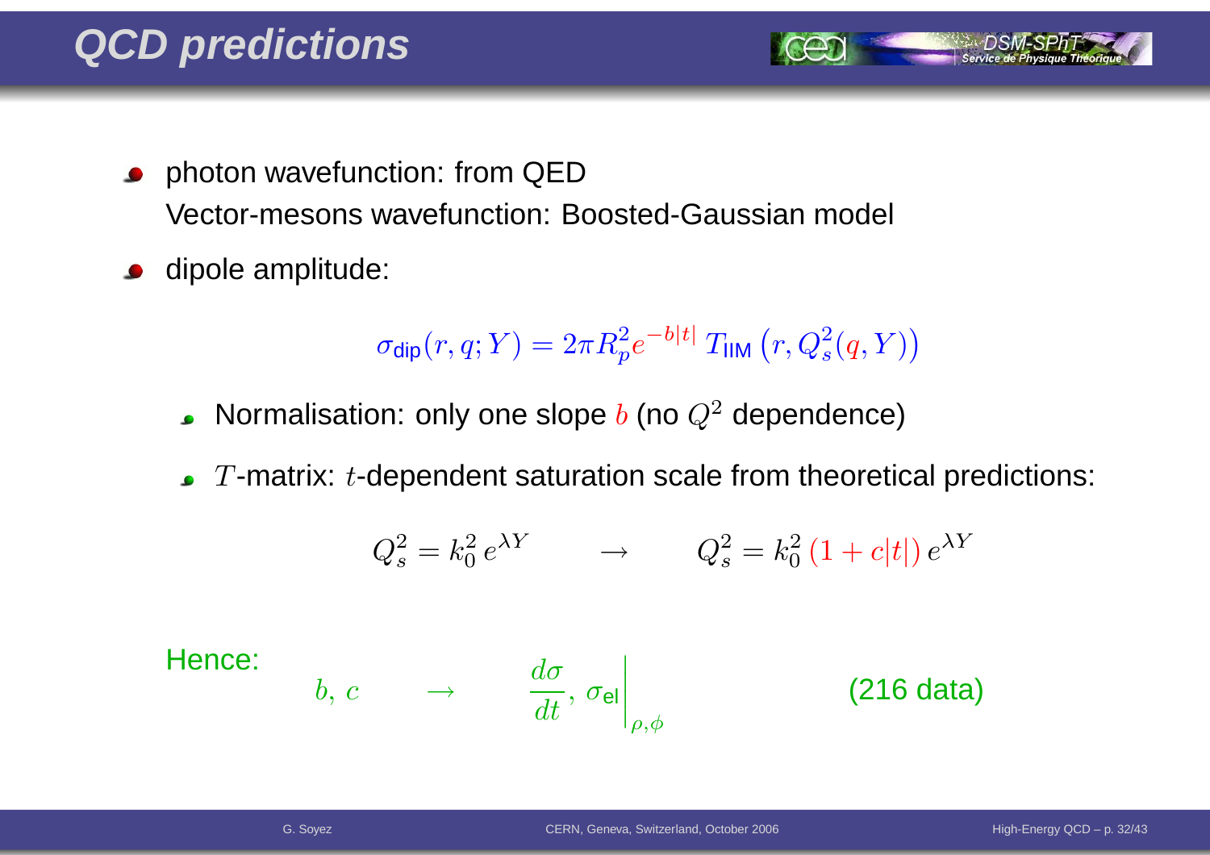# QCD predictions

- photon wavefunction: from QED
  Vector-mesons wavefunction: Boosted-Gaussian model
- dipole amplitude:

$$\sigma_{\text{dip}}(r, q; Y) = 2\pi R_p^2 e^{-b|t|}\, T_{\text{IIM}}\left(r, Q_s^2(q, Y)\right)$$

  - Normalisation: only one slope $b$ (no $Q^2$ dependence)
  - $T$-matrix: $t$-dependent saturation scale from theoretical predictions:

$$Q_s^2 = k_0^2\, e^{\lambda Y} \qquad \rightarrow \qquad Q_s^2 = k_0^2\,(1 + c|t|)\, e^{\lambda Y}$$

Hence:

$$b,\, c \qquad \rightarrow \qquad \left.\frac{d\sigma}{dt},\, \sigma_{\text{el}}\right|_{\rho,\phi}$$

(216 data)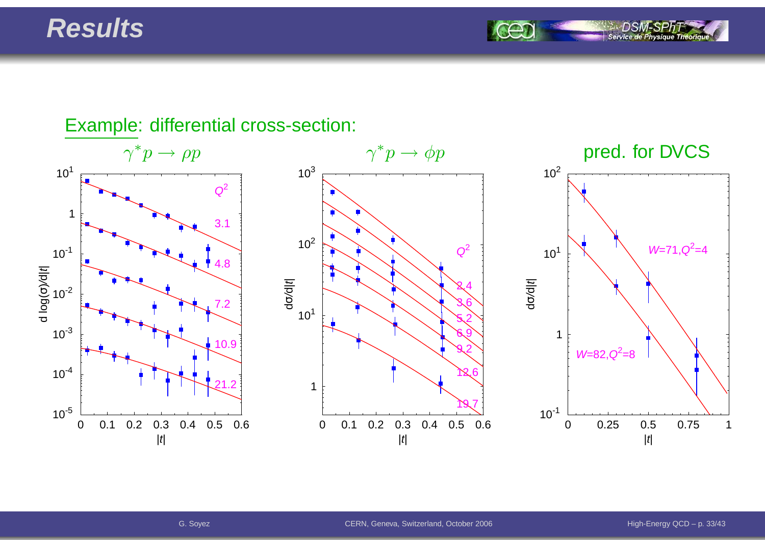# Results

Example: differential cross-section:

$\gamma^* p \to \rho p$

$\gamma^* p \to \phi p$

pred. for DVCS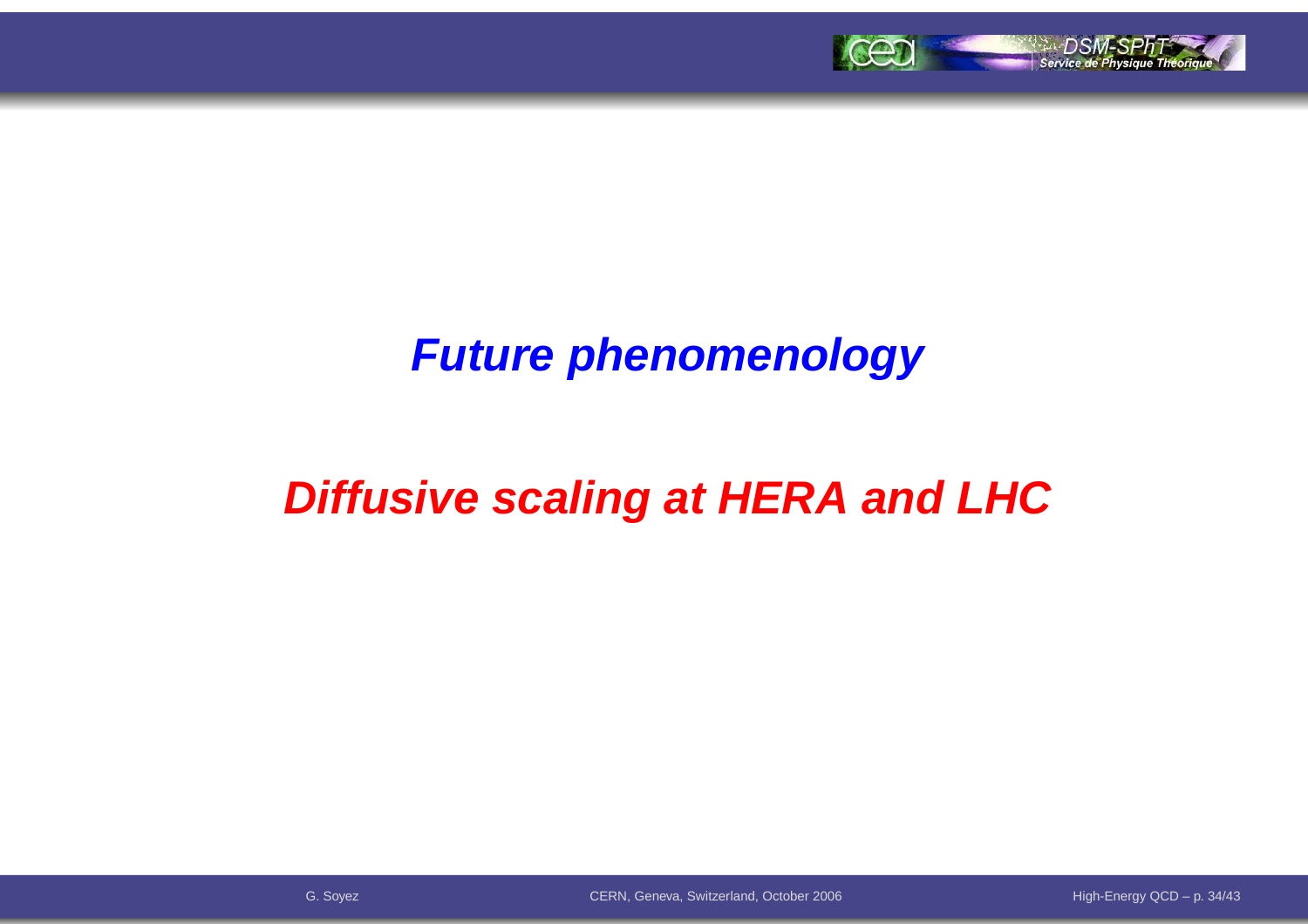# Future phenomenology

## Diffusive scaling at HERA and LHC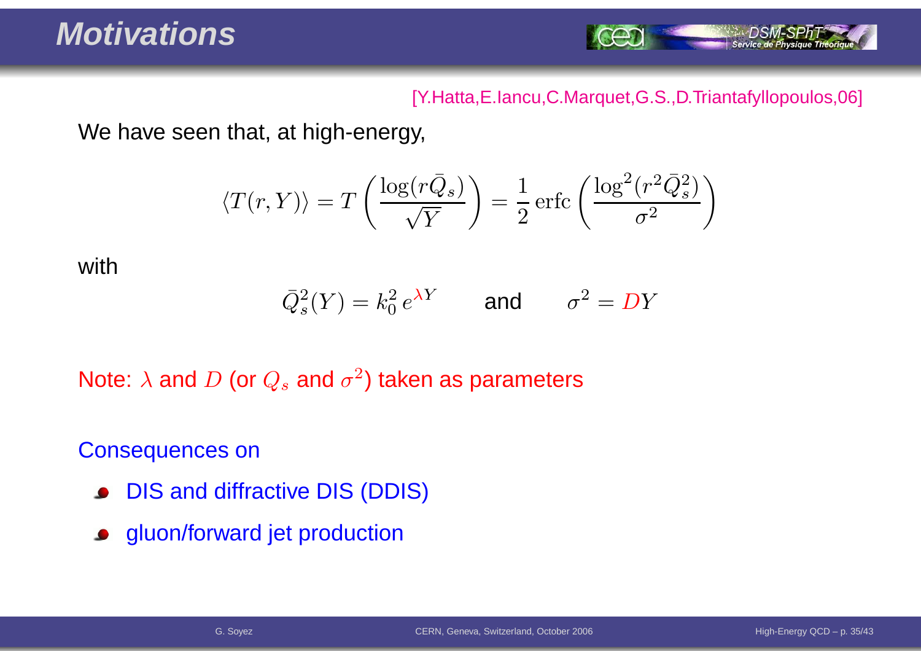# Motivations

[Y.Hatta,E.Iancu,C.Marquet,G.S.,D.Triantafyllopoulos,06]

We have seen that, at high-energy,

$$\langle T(r,Y)\rangle = T\left(\frac{\log(r\bar{Q}_s)}{\sqrt{Y}}\right) = \frac{1}{2}\,\mathrm{erfc}\left(\frac{\log^2(r^2\bar{Q}_s^2)}{\sigma^2}\right)$$

with

$$\bar{Q}_s^2(Y) = k_0^2\, e^{\lambda Y} \qquad \text{and} \qquad \sigma^2 = DY$$

Note: $\lambda$ and $D$ (or $Q_s$ and $\sigma^2$) taken as parameters

Consequences on

- DIS and diffractive DIS (DDIS)
- gluon/forward jet production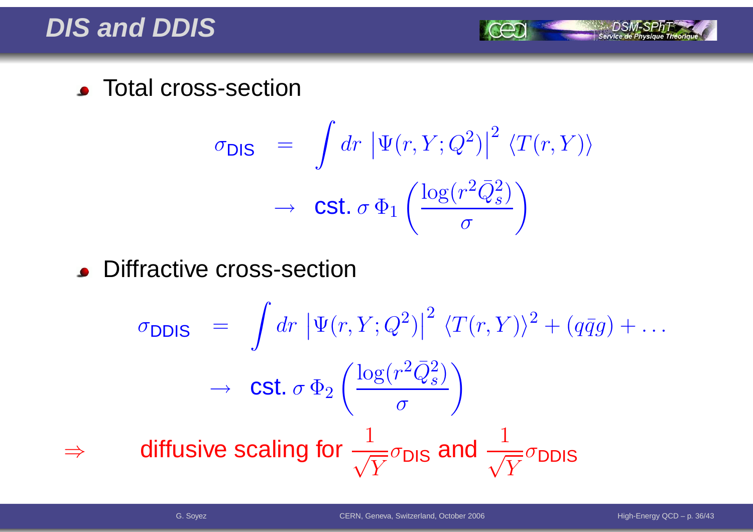# DIS and DDIS

- Total cross-section

$$
\begin{aligned}
\sigma_{\text{DIS}} &= \int dr\, \left|\Psi(r,Y;Q^2)\right|^2 \langle T(r,Y)\rangle \\
&\to \text{cst.}\ \sigma\, \Phi_1\left(\frac{\log(r^2\bar{Q}_s^2)}{\sigma}\right)
\end{aligned}
$$

- Diffractive cross-section

$$
\begin{aligned}
\sigma_{\text{DDIS}} &= \int dr\, \left|\Psi(r,Y;Q^2)\right|^2 \langle T(r,Y)\rangle^2 + (q\bar{q}g) + \dots \\
&\to \text{cst.}\ \sigma\, \Phi_2\left(\frac{\log(r^2\bar{Q}_s^2)}{\sigma}\right)
\end{aligned}
$$

$\Rightarrow$ diffusive scaling for $\frac{1}{\sqrt{Y}}\sigma_{\text{DIS}}$ and $\frac{1}{\sqrt{Y}}\sigma_{\text{DDIS}}$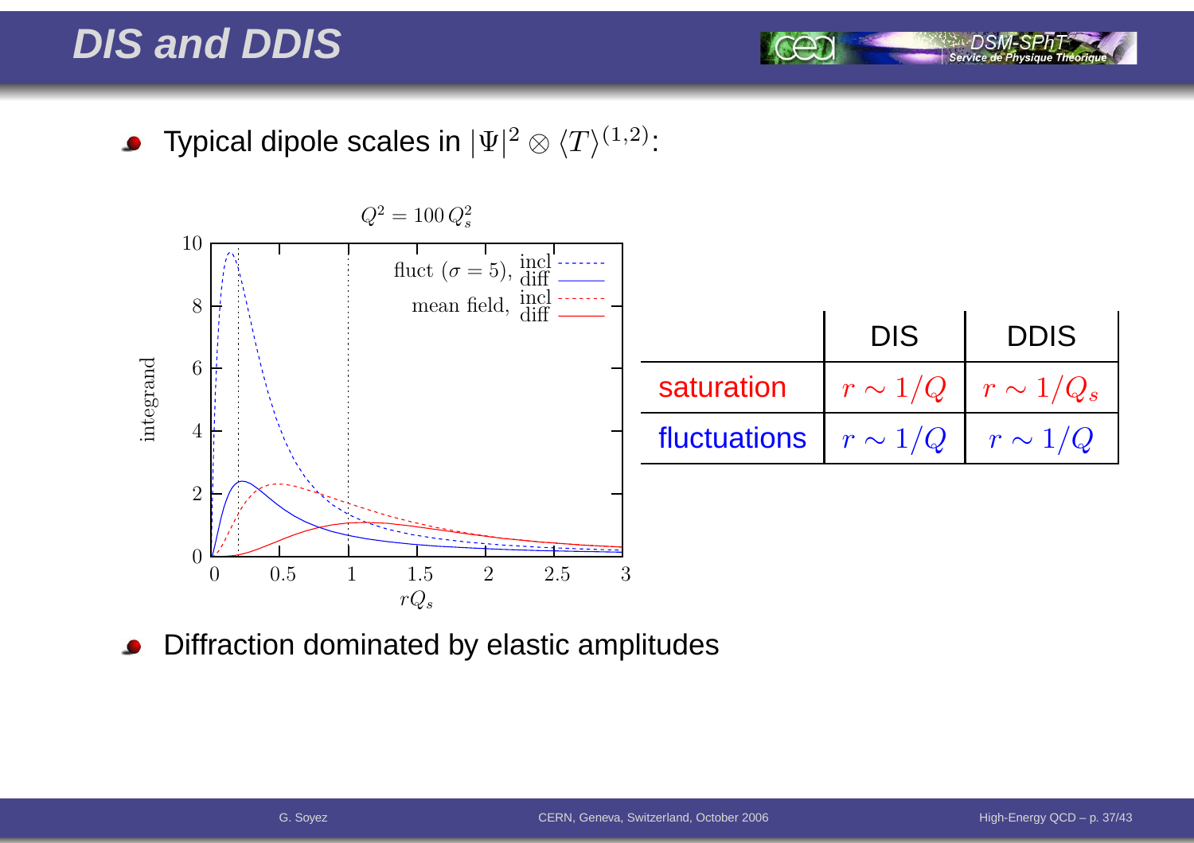# DIS and DDIS

- Typical dipole scales in $|\Psi|^2 \otimes \langle T \rangle^{(1,2)}$:

|  | DIS | DDIS |
|---|---|---|
| saturation | $r \sim 1/Q$ | $r \sim 1/Q_s$ |
| fluctuations | $r \sim 1/Q$ | $r \sim 1/Q$ |

- Diffraction dominated by elastic amplitudes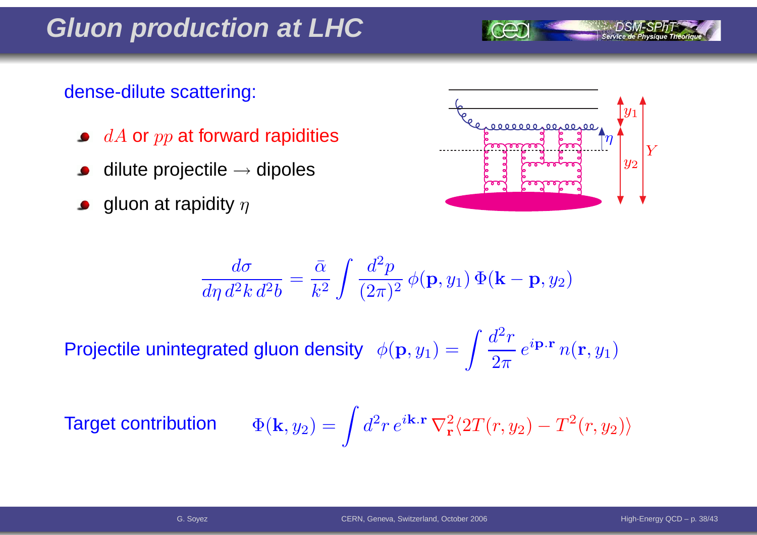# Gluon production at LHC

dense-dilute scattering:

- $dA$ or $pp$ at forward rapidities
- dilute projectile $\rightarrow$ dipoles
- gluon at rapidity $\eta$

$$\frac{d\sigma}{d\eta\, d^2k\, d^2b} = \frac{\bar{\alpha}}{k^2} \int \frac{d^2p}{(2\pi)^2}\, \phi(\mathbf{p}, y_1)\, \Phi(\mathbf{k}-\mathbf{p}, y_2)$$

Projectile unintegrated gluon density $\phi(\mathbf{p}, y_1) = \int \frac{d^2r}{2\pi}\, e^{i\mathbf{p}.\mathbf{r}}\, n(\mathbf{r}, y_1)$

Target contribution $\Phi(\mathbf{k}, y_2) = \int d^2r\, e^{i\mathbf{k}.\mathbf{r}}\, \nabla^2_{\mathbf{r}} \langle 2T(r, y_2) - T^2(r, y_2) \rangle$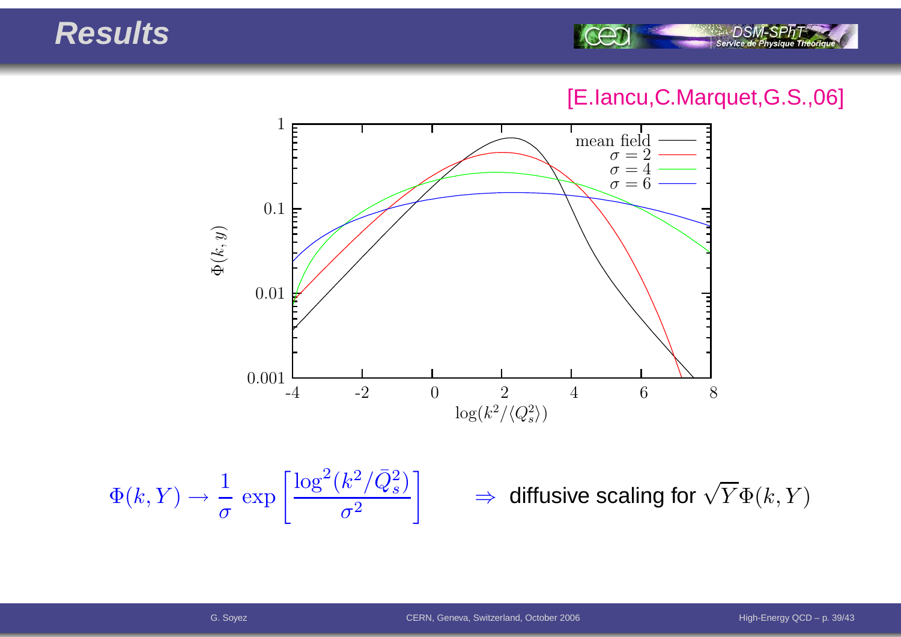# Results

[E.Iancu,C.Marquet,G.S.,06]

$$\Phi(k,Y) \to \frac{1}{\sigma}\,\exp\left[\frac{\log^2(k^2/\bar{Q}_s^2)}{\sigma^2}\right] \qquad \Rightarrow \text{ diffusive scaling for } \sqrt{Y}\,\Phi(k,Y)$$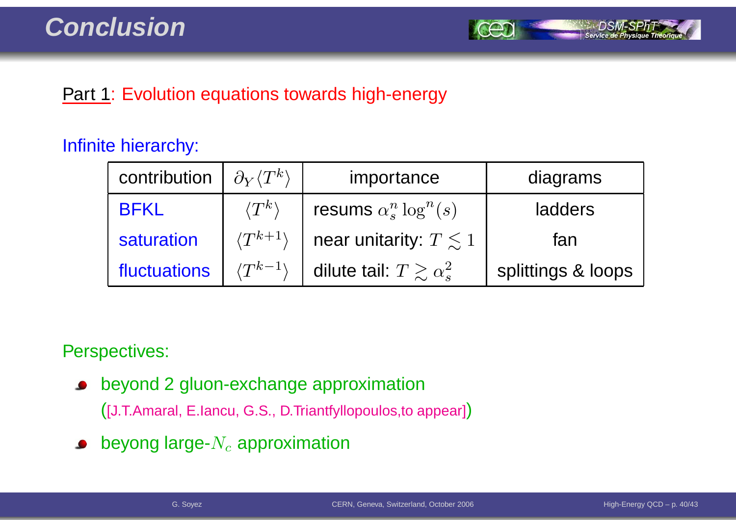# Conclusion

Part 1: Evolution equations towards high-energy

Infinite hierarchy:

| contribution | $\partial_Y \langle T^k \rangle$ | importance | diagrams |
|---|---|---|---|
| BFKL | $\langle T^k \rangle$ | resums $\alpha_s^n \log^n(s)$ | ladders |
| saturation | $\langle T^{k+1} \rangle$ | near unitarity: $T \lesssim 1$ | fan |
| fluctuations | $\langle T^{k-1} \rangle$ | dilute tail: $T \gtrsim \alpha_s^2$ | splittings & loops |

Perspectives:

- beyond 2 gluon-exchange approximation
  ([J.T.Amaral, E.Iancu, G.S., D.Triantfyllopoulos,to appear])
- beyong large-$N_c$ approximation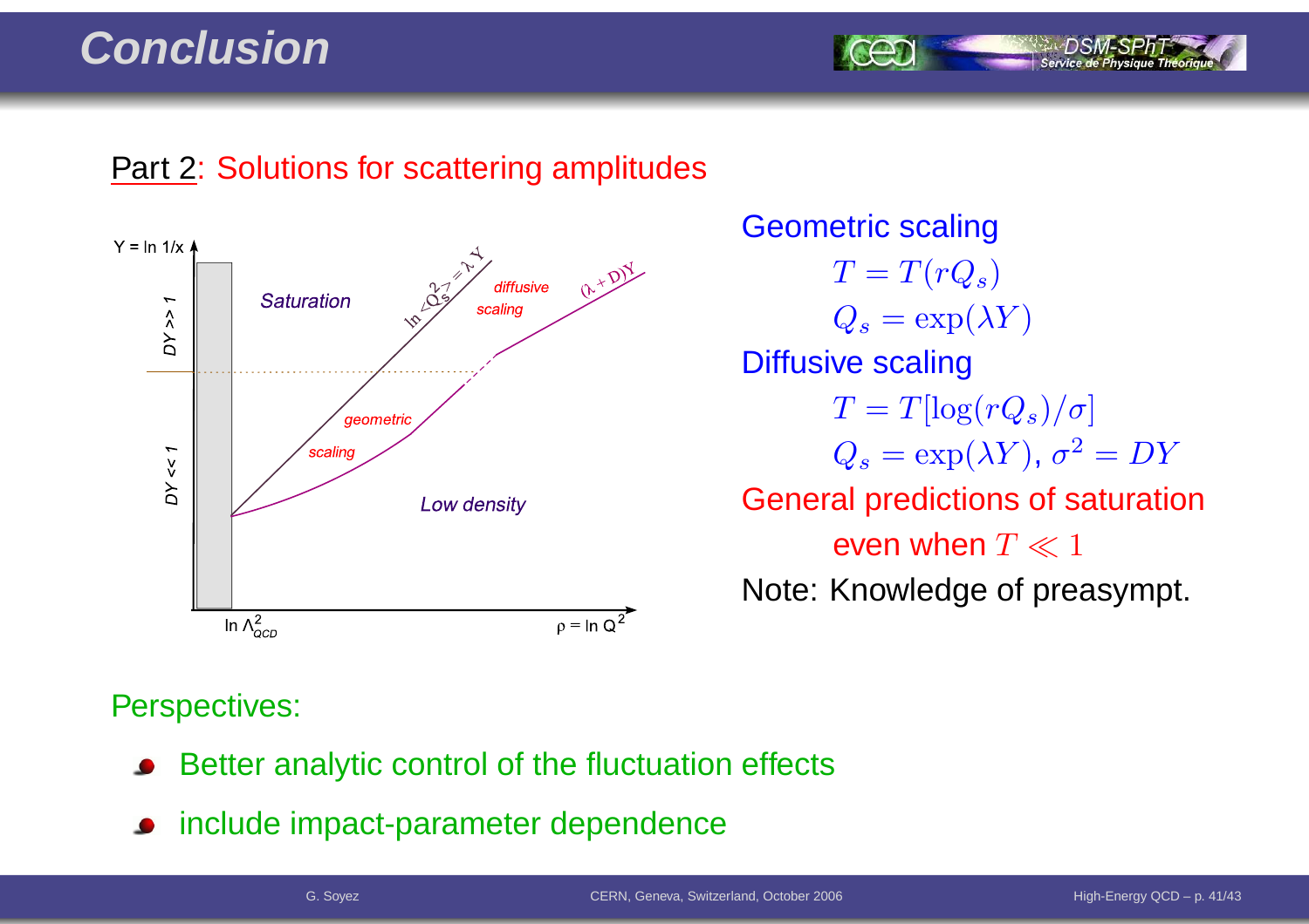# Conclusion

Part 2: Solutions for scattering amplitudes

Geometric scaling

$$T = T(rQ_s)$$
$$Q_s = \exp(\lambda Y)$$

Diffusive scaling

$$T = T[\log(rQ_s)/\sigma]$$
$$Q_s = \exp(\lambda Y),\ \sigma^2 = DY$$

General predictions of saturation even when $T \ll 1$

Note: Knowledge of preasympt.

Perspectives:

- Better analytic control of the fluctuation effects
- include impact-parameter dependence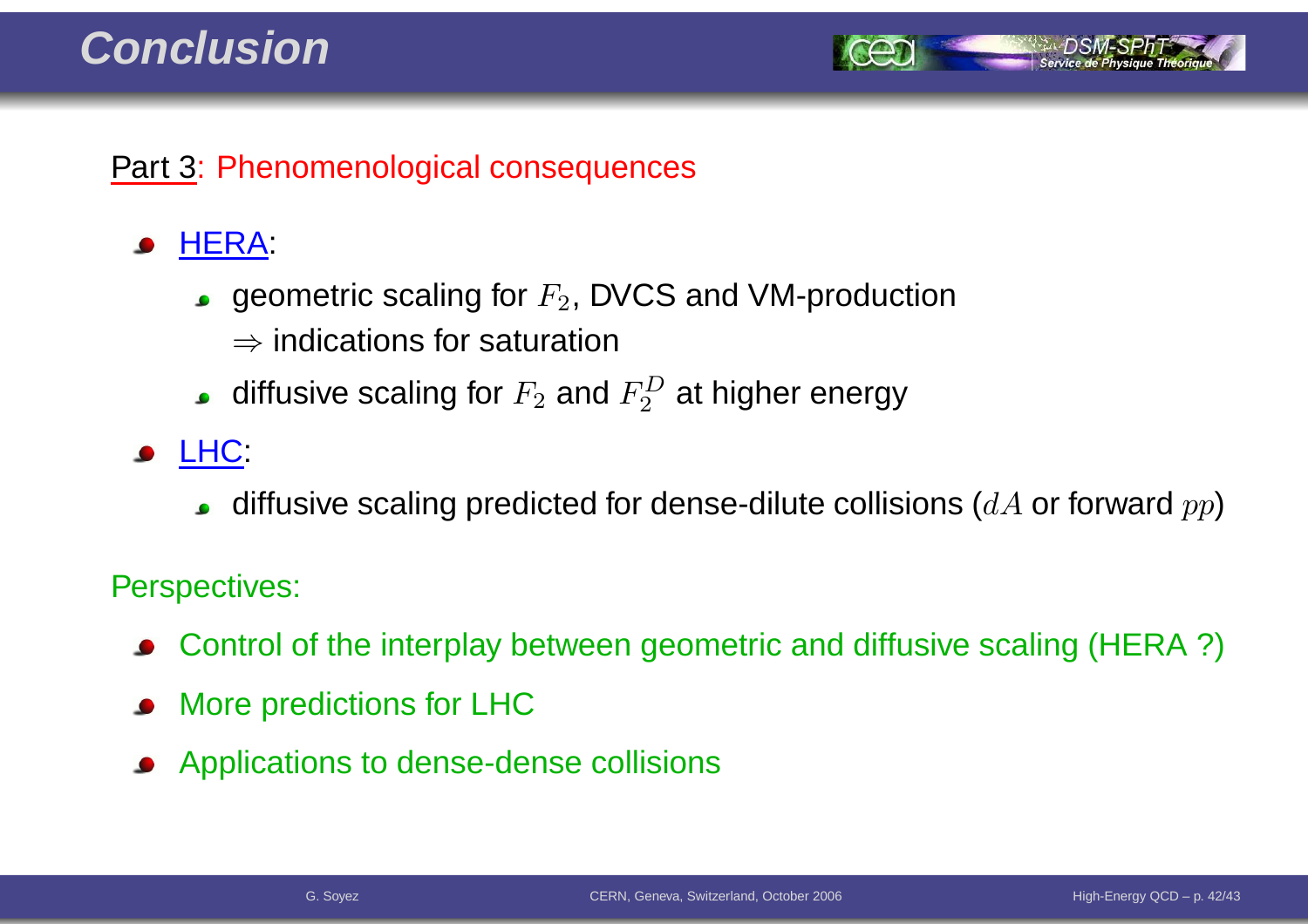# Conclusion

Part 3: Phenomenological consequences

- HERA:
  - geometric scaling for $F_2$, DVCS and VM-production
    $\Rightarrow$ indications for saturation
  - diffusive scaling for $F_2$ and $F_2^D$ at higher energy
- LHC:
  - diffusive scaling predicted for dense-dilute collisions ($dA$ or forward $pp$)

Perspectives:

- Control of the interplay between geometric and diffusive scaling (HERA ?)
- More predictions for LHC
- Applications to dense-dense collisions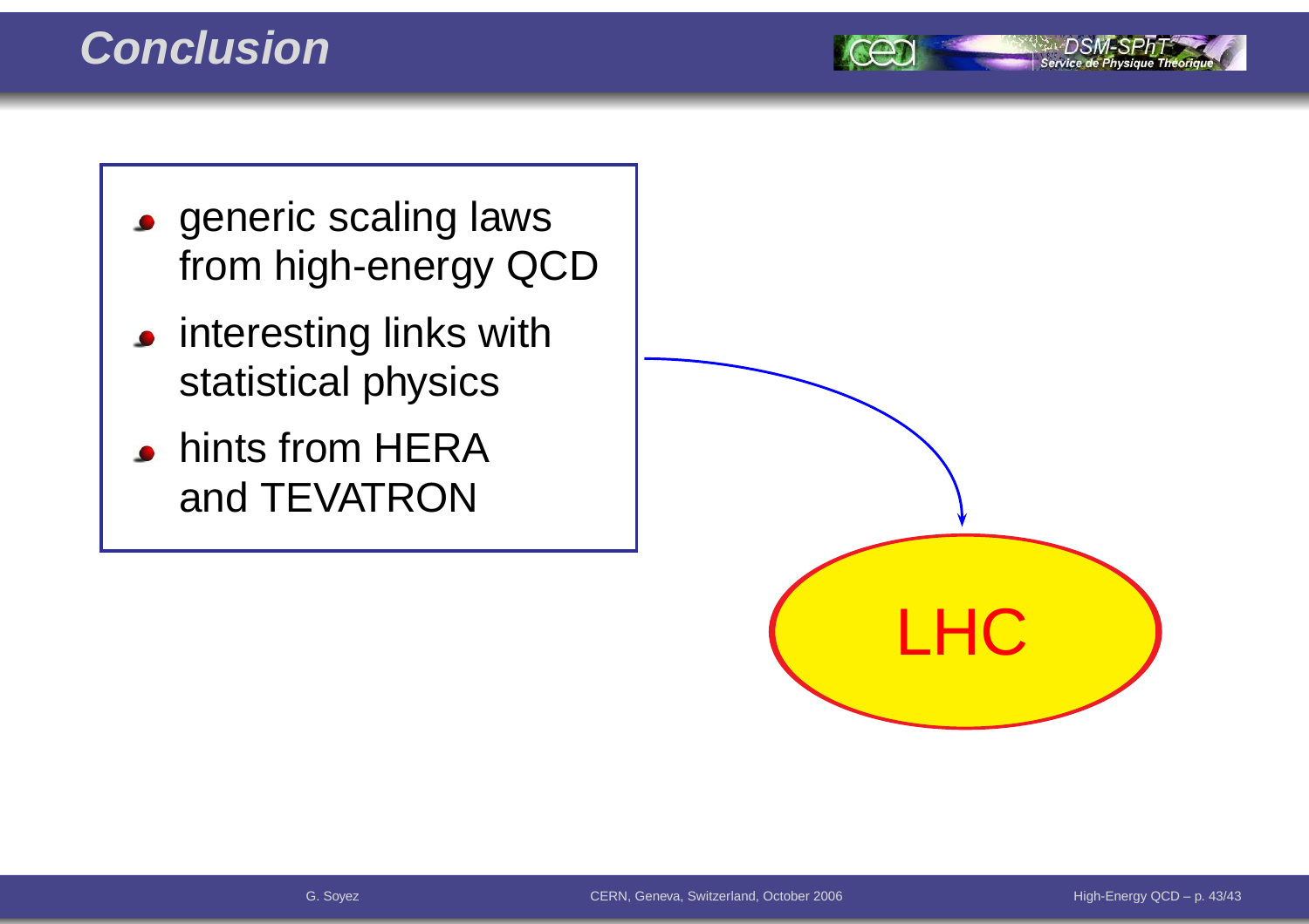# Conclusion

- generic scaling laws from high-energy QCD
- interesting links with statistical physics
- hints from HERA and TEVATRON

LHC